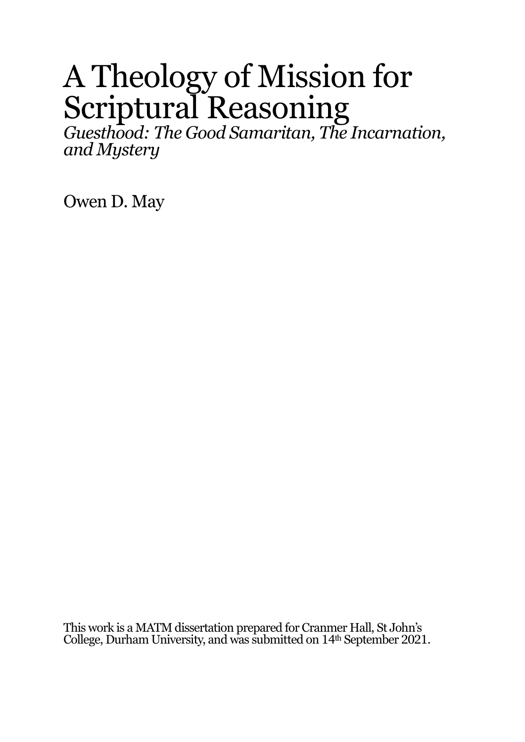# A Theology of Mission for Scriptural Reasoning

*Guesthood: The Good Samaritan, The Incarnation, and Mystery*

Owen D. May

This work is a MATM dissertation prepared for Cranmer Hall, St John's College, Durham University, and was submitted on 14th September 2021.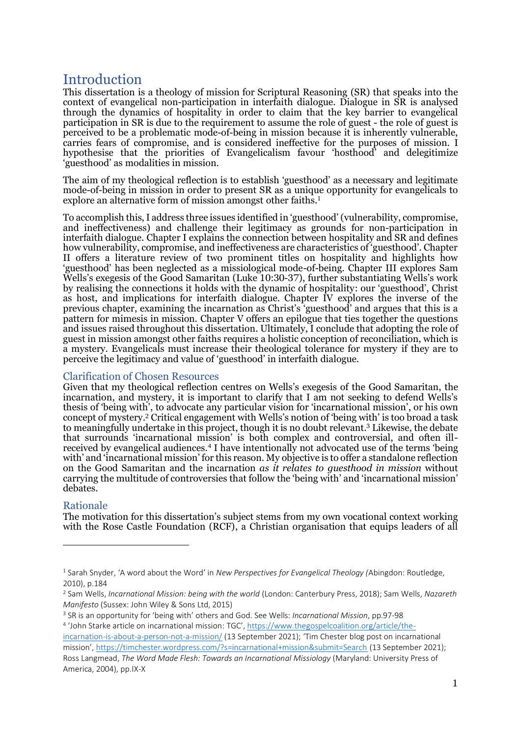# Introduction

This dissertation is a theology of mission for Scriptural Reasoning (SR) that speaks into the context of evangelical non-participation in interfaith dialogue. Dialogue in SR is analysed through the dynamics of hospitality in order to claim that the key barrier to evangelical participation in SR is due to the requirement to assume the role of guest - the role of guest is perceived to be a problematic mode-of-being in mission because it is inherently vulnerable, carries fears of compromise, and is considered ineffective for the purposes of mission. I hypothesise that the priorities of Evangelicalism favour 'hosthood' and delegitimize 'guesthood' as modalities in mission.

The aim of my theological reflection is to establish 'guesthood' as a necessary and legitimate mode-of-being in mission in order to present SR as a unique opportunity for evangelicals to explore an alternative form of mission amongst other faiths.[1]

To accomplish this, I address three issues identified in 'guesthood' (vulnerability, compromise, and ineffectiveness) and challenge their legitimacy as grounds for non-participation in interfaith dialogue. Chapter I explains the connection between hospitality and SR and defines how vulnerability, compromise, and ineffectiveness are characteristics of 'guesthood'. Chapter II offers a literature review of two prominent titles on hospitality and highlights how 'guesthood' has been neglected as a missiological mode-of-being. Chapter III explores Sam Wells's exegesis of the Good Samaritan (Luke 10:30-37), further substantiating Wells's work by realising the connections it holds with the dynamic of hospitality: our 'guesthood', Christ as host, and implications for interfaith dialogue. Chapter IV explores the inverse of the previous chapter, examining the incarnation as Christ's 'guesthood' and argues that this is a pattern for mimesis in mission. Chapter V offers an epilogue that ties together the questions and issues raised throughout this dissertation. Ultimately, I conclude that adopting the role of guest in mission amongst other faiths requires a holistic conception of reconciliation, which is a mystery. Evangelicals must increase their theological tolerance for mystery if they are to perceive the legitimacy and value of 'guesthood' in interfaith dialogue.

## Clarification of Chosen Resources

Given that my theological reflection centres on Wells's exegesis of the Good Samaritan, the incarnation, and mystery, it is important to clarify that I am not seeking to defend Wells's thesis of 'being with', to advocate any particular vision for 'incarnational mission', or his own concept of mystery.[2] Critical engagement with Wells's notion of 'being with' is too broad a task to meaningfully undertake in this project, though it is no doubt relevant.[3] Likewise, the debate that surrounds 'incarnational mission' is both complex and controversial, and often ill-received by evangelical audiences.[4] I have intentionally not advocated use of the terms 'being with' and 'incarnational mission' for this reason. My objective is to offer a standalone reflection on the Good Samaritan and the incarnation *as it relates to guesthood in mission* without carrying the multitude of controversies that follow the 'being with' and 'incarnational mission' debates.

## Rationale

The motivation for this dissertation's subject stems from my own vocational context working with the Rose Castle Foundation (RCF), a Christian organisation that equips leaders of all

---

[1] Sarah Snyder, 'A word about the Word' in *New Perspectives for Evangelical Theology (*Abingdon: Routledge, 2010), p.184

[2] Sam Wells, *Incarnational Mission: being with the world* (London: Canterbury Press, 2018); Sam Wells, *Nazareth Manifesto* (Sussex: John Wiley & Sons Ltd, 2015)

[3] SR is an opportunity for 'being with' others and God. See Wells: *Incarnational Mission*, pp.97-98

[4] 'John Starke article on incarnational mission: TGC', https://www.thegospelcoalition.org/article/the-incarnation-is-about-a-person-not-a-mission/ (13 September 2021); 'Tim Chester blog post on incarnational mission', https://timchester.wordpress.com/?s=incarnational+mission&submit=Search (13 September 2021); Ross Langmead, *The Word Made Flesh: Towards an Incarnational Missiology* (Maryland: University Press of America, 2004), pp.IX-X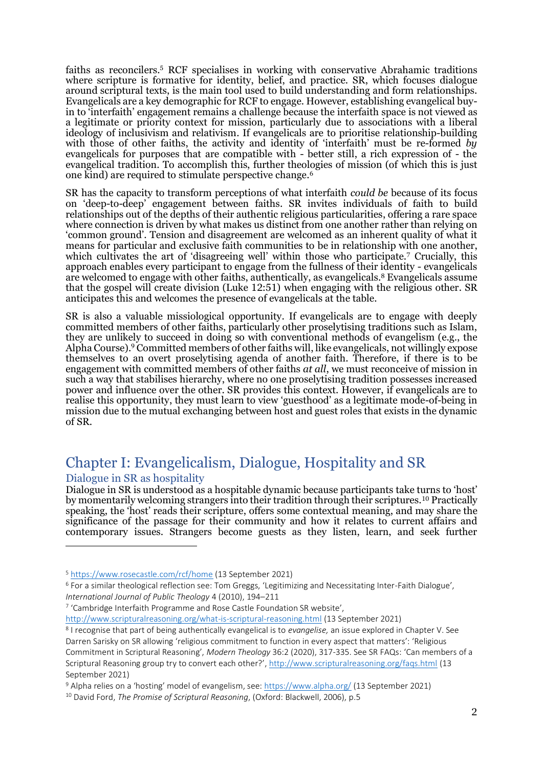faiths as reconcilers.[5] RCF specialises in working with conservative Abrahamic traditions where scripture is formative for identity, belief, and practice. SR, which focuses dialogue around scriptural texts, is the main tool used to build understanding and form relationships. Evangelicals are a key demographic for RCF to engage. However, establishing evangelical buy-in to 'interfaith' engagement remains a challenge because the interfaith space is not viewed as a legitimate or priority context for mission, particularly due to associations with a liberal ideology of inclusivism and relativism. If evangelicals are to prioritise relationship-building with those of other faiths, the activity and identity of 'interfaith' must be re-formed *by* evangelicals for purposes that are compatible with - better still, a rich expression of - the evangelical tradition. To accomplish this, further theologies of mission (of which this is just one kind) are required to stimulate perspective change.[6]

SR has the capacity to transform perceptions of what interfaith *could be* because of its focus on 'deep-to-deep' engagement between faiths. SR invites individuals of faith to build relationships out of the depths of their authentic religious particularities, offering a rare space where connection is driven by what makes us distinct from one another rather than relying on 'common ground'. Tension and disagreement are welcomed as an inherent quality of what it means for particular and exclusive faith communities to be in relationship with one another, which cultivates the art of 'disagreeing well' within those who participate.[7] Crucially, this approach enables every participant to engage from the fullness of their identity - evangelicals are welcomed to engage with other faiths, authentically, as evangelicals.[8] Evangelicals assume that the gospel will create division (Luke 12:51) when engaging with the religious other. SR anticipates this and welcomes the presence of evangelicals at the table.

SR is also a valuable missiological opportunity. If evangelicals are to engage with deeply committed members of other faiths, particularly other proselytising traditions such as Islam, they are unlikely to succeed in doing so with conventional methods of evangelism (e.g., the Alpha Course).[9] Committed members of other faiths will, like evangelicals, not willingly expose themselves to an overt proselytising agenda of another faith. Therefore, if there is to be engagement with committed members of other faiths *at all*, we must reconceive of mission in such a way that stabilises hierarchy, where no one proselytising tradition possesses increased power and influence over the other. SR provides this context. However, if evangelicals are to realise this opportunity, they must learn to view 'guesthood' as a legitimate mode-of-being in mission due to the mutual exchanging between host and guest roles that exists in the dynamic of SR.

## Chapter I: Evangelicalism, Dialogue, Hospitality and SR

### Dialogue in SR as hospitality

Dialogue in SR is understood as a hospitable dynamic because participants take turns to 'host' by momentarily welcoming strangers into their tradition through their scriptures.[10] Practically speaking, the 'host' reads their scripture, offers some contextual meaning, and may share the significance of the passage for their community and how it relates to current affairs and contemporary issues. Strangers become guests as they listen, learn, and seek further

---

[5] https://www.rosecastle.com/rcf/home (13 September 2021)

[6] For a similar theological reflection see: Tom Greggs, 'Legitimizing and Necessitating Inter-Faith Dialogue', *International Journal of Public Theology* 4 (2010), 194–211

[7] 'Cambridge Interfaith Programme and Rose Castle Foundation SR website', http://www.scripturalreasoning.org/what-is-scriptural-reasoning.html (13 September 2021)

[8] I recognise that part of being authentically evangelical is to *evangelise,* an issue explored in Chapter V. See Darren Sarisky on SR allowing 'religious commitment to function in every aspect that matters': 'Religious Commitment in Scriptural Reasoning', *Modern Theology* 36:2 (2020), 317-335. See SR FAQs: 'Can members of a Scriptural Reasoning group try to convert each other?', http://www.scripturalreasoning.org/faqs.html (13 September 2021)

[9] Alpha relies on a 'hosting' model of evangelism, see: https://www.alpha.org/ (13 September 2021)

[10] David Ford, *The Promise of Scriptural Reasoning*, (Oxford: Blackwell, 2006), p.5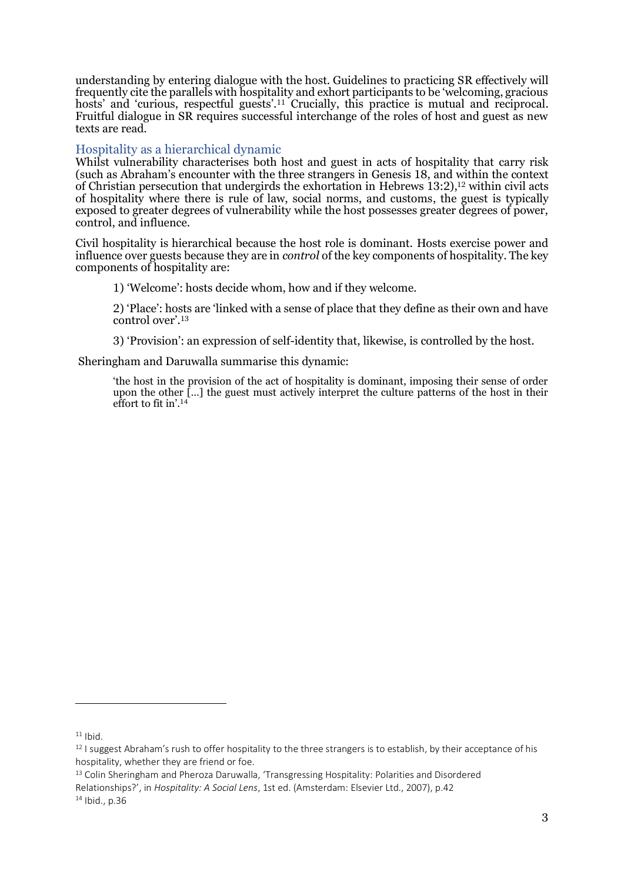understanding by entering dialogue with the host. Guidelines to practicing SR effectively will frequently cite the parallels with hospitality and exhort participants to be 'welcoming, gracious hosts' and 'curious, respectful guests'.[11] Crucially, this practice is mutual and reciprocal. Fruitful dialogue in SR requires successful interchange of the roles of host and guest as new texts are read.

## Hospitality as a hierarchical dynamic

Whilst vulnerability characterises both host and guest in acts of hospitality that carry risk (such as Abraham's encounter with the three strangers in Genesis 18, and within the context of Christian persecution that undergirds the exhortation in Hebrews 13:2),[12] within civil acts of hospitality where there is rule of law, social norms, and customs, the guest is typically exposed to greater degrees of vulnerability while the host possesses greater degrees of power, control, and influence.

Civil hospitality is hierarchical because the host role is dominant. Hosts exercise power and influence over guests because they are in *control* of the key components of hospitality. The key components of hospitality are:

1) 'Welcome': hosts decide whom, how and if they welcome.

2) 'Place': hosts are 'linked with a sense of place that they define as their own and have control over'.[13]

3) 'Provision': an expression of self-identity that, likewise, is controlled by the host.

Sheringham and Daruwalla summarise this dynamic:

> 'the host in the provision of the act of hospitality is dominant, imposing their sense of order upon the other [...] the guest must actively interpret the culture patterns of the host in their effort to fit in'.[14]

---

[11] Ibid.

[12] I suggest Abraham's rush to offer hospitality to the three strangers is to establish, by their acceptance of his hospitality, whether they are friend or foe.

[13] Colin Sheringham and Pheroza Daruwalla, 'Transgressing Hospitality: Polarities and Disordered Relationships?', in *Hospitality: A Social Lens*, 1st ed. (Amsterdam: Elsevier Ltd., 2007), p.42

[14] Ibid., p.36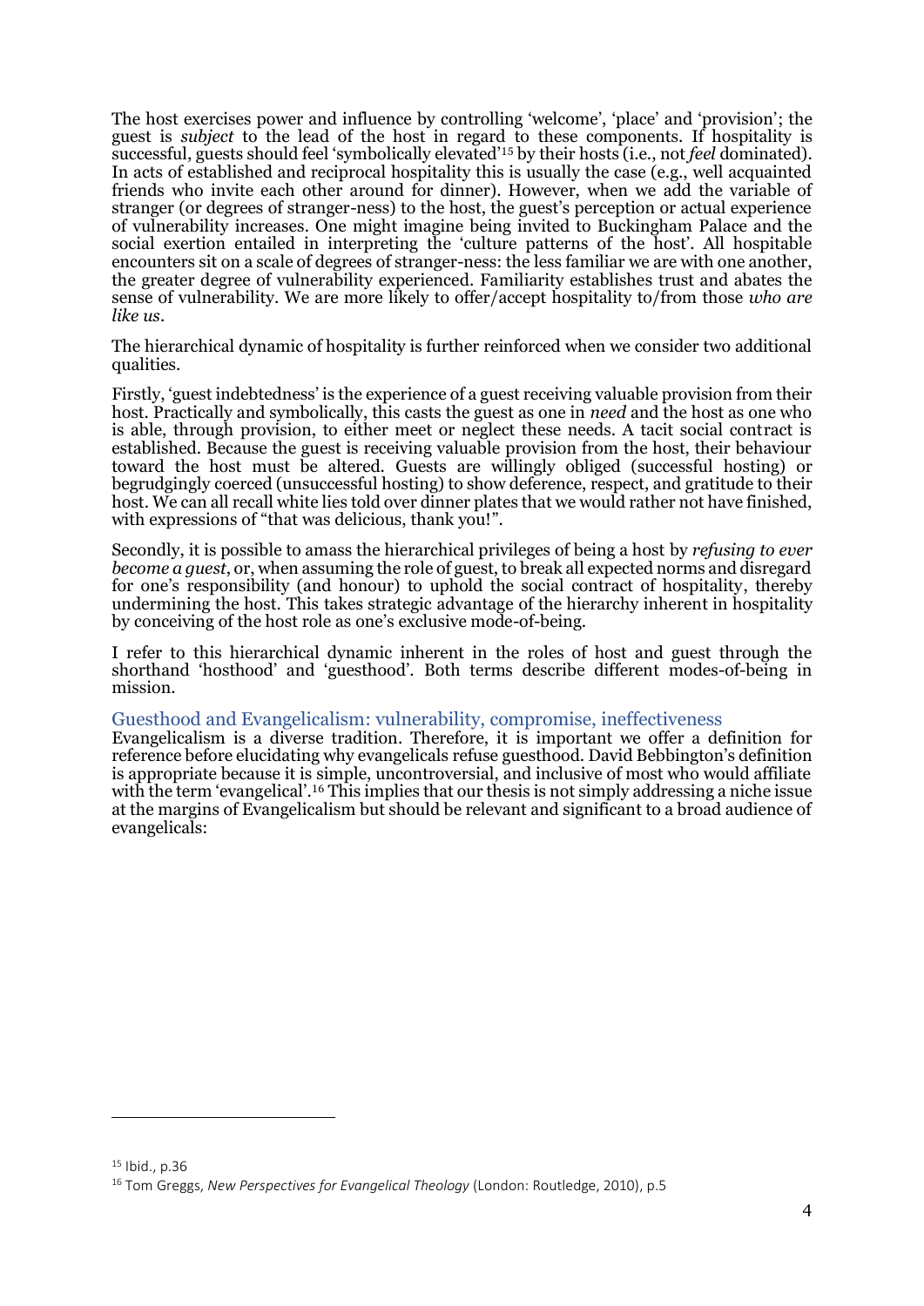The host exercises power and influence by controlling 'welcome', 'place' and 'provision'; the guest is *subject* to the lead of the host in regard to these components. If hospitality is successful, guests should feel 'symbolically elevated'[15] by their hosts (i.e., not *feel* dominated). In acts of established and reciprocal hospitality this is usually the case (e.g., well acquainted friends who invite each other around for dinner). However, when we add the variable of stranger (or degrees of stranger-ness) to the host, the guest's perception or actual experience of vulnerability increases. One might imagine being invited to Buckingham Palace and the social exertion entailed in interpreting the 'culture patterns of the host'. All hospitable encounters sit on a scale of degrees of stranger-ness: the less familiar we are with one another, the greater degree of vulnerability experienced. Familiarity establishes trust and abates the sense of vulnerability. We are more likely to offer/accept hospitality to/from those *who are like us*.

The hierarchical dynamic of hospitality is further reinforced when we consider two additional qualities.

Firstly, 'guest indebtedness' is the experience of a guest receiving valuable provision from their host. Practically and symbolically, this casts the guest as one in *need* and the host as one who is able, through provision, to either meet or neglect these needs. A tacit social contract is established. Because the guest is receiving valuable provision from the host, their behaviour toward the host must be altered. Guests are willingly obliged (successful hosting) or begrudgingly coerced (unsuccessful hosting) to show deference, respect, and gratitude to their host. We can all recall white lies told over dinner plates that we would rather not have finished, with expressions of "that was delicious, thank you!".

Secondly, it is possible to amass the hierarchical privileges of being a host by *refusing to ever become a guest*, or, when assuming the role of guest, to break all expected norms and disregard for one's responsibility (and honour) to uphold the social contract of hospitality, thereby undermining the host. This takes strategic advantage of the hierarchy inherent in hospitality by conceiving of the host role as one's exclusive mode-of-being.

I refer to this hierarchical dynamic inherent in the roles of host and guest through the shorthand 'hosthood' and 'guesthood'. Both terms describe different modes-of-being in mission.

## Guesthood and Evangelicalism: vulnerability, compromise, ineffectiveness

Evangelicalism is a diverse tradition. Therefore, it is important we offer a definition for reference before elucidating why evangelicals refuse guesthood. David Bebbington's definition is appropriate because it is simple, uncontroversial, and inclusive of most who would affiliate with the term 'evangelical'.[16] This implies that our thesis is not simply addressing a niche issue at the margins of Evangelicalism but should be relevant and significant to a broad audience of evangelicals:

---

[15] Ibid., p.36

[16] Tom Greggs, *New Perspectives for Evangelical Theology* (London: Routledge, 2010), p.5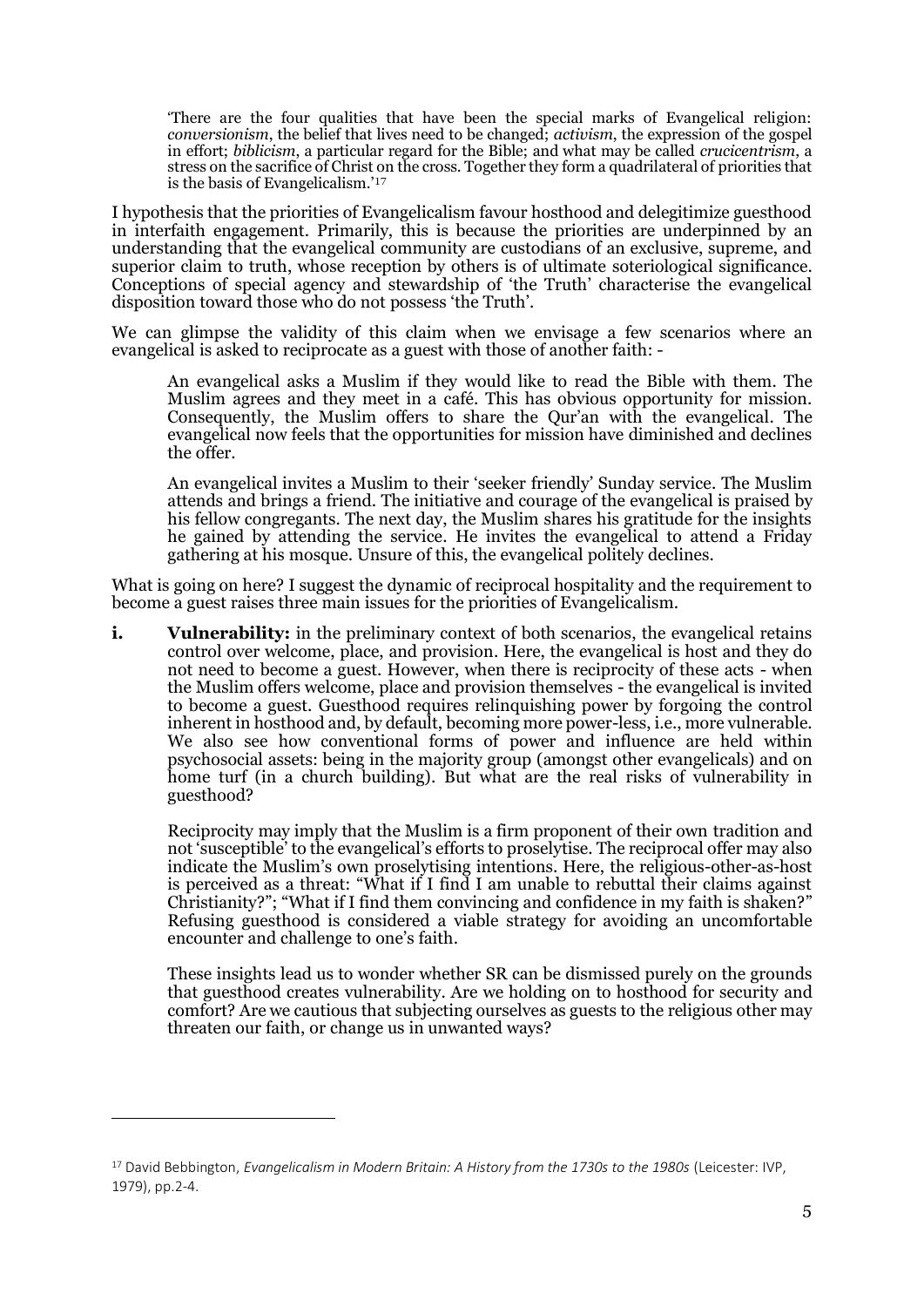> 'There are the four qualities that have been the special marks of Evangelical religion: *conversionism*, the belief that lives need to be changed; *activism*, the expression of the gospel in effort; *biblicism*, a particular regard for the Bible; and what may be called *crucicentrism*, a stress on the sacrifice of Christ on the cross. Together they form a quadrilateral of priorities that is the basis of Evangelicalism.'[17]

I hypothesis that the priorities of Evangelicalism favour hosthood and delegitimize guesthood in interfaith engagement. Primarily, this is because the priorities are underpinned by an understanding that the evangelical community are custodians of an exclusive, supreme, and superior claim to truth, whose reception by others is of ultimate soteriological significance. Conceptions of special agency and stewardship of 'the Truth' characterise the evangelical disposition toward those who do not possess 'the Truth'.

We can glimpse the validity of this claim when we envisage a few scenarios where an evangelical is asked to reciprocate as a guest with those of another faith: -

> An evangelical asks a Muslim if they would like to read the Bible with them. The Muslim agrees and they meet in a café. This has obvious opportunity for mission. Consequently, the Muslim offers to share the Qur'an with the evangelical. The evangelical now feels that the opportunities for mission have diminished and declines the offer.
>
> An evangelical invites a Muslim to their 'seeker friendly' Sunday service. The Muslim attends and brings a friend. The initiative and courage of the evangelical is praised by his fellow congregants. The next day, the Muslim shares his gratitude for the insights he gained by attending the service. He invites the evangelical to attend a Friday gathering at his mosque. Unsure of this, the evangelical politely declines.

What is going on here? I suggest the dynamic of reciprocal hospitality and the requirement to become a guest raises three main issues for the priorities of Evangelicalism.

**i. Vulnerability:** in the preliminary context of both scenarios, the evangelical retains control over welcome, place, and provision. Here, the evangelical is host and they do not need to become a guest. However, when there is reciprocity of these acts - when the Muslim offers welcome, place and provision themselves - the evangelical is invited to become a guest. Guesthood requires relinquishing power by forgoing the control inherent in hosthood and, by default, becoming more power-less, i.e., more vulnerable. We also see how conventional forms of power and influence are held within psychosocial assets: being in the majority group (amongst other evangelicals) and on home turf (in a church building). But what are the real risks of vulnerability in guesthood?

Reciprocity may imply that the Muslim is a firm proponent of their own tradition and not 'susceptible' to the evangelical's efforts to proselytise. The reciprocal offer may also indicate the Muslim's own proselytising intentions. Here, the religious-other-as-host is perceived as a threat: "What if I find I am unable to rebuttal their claims against Christianity?"; "What if I find them convincing and confidence in my faith is shaken?" Refusing guesthood is considered a viable strategy for avoiding an uncomfortable encounter and challenge to one's faith.

These insights lead us to wonder whether SR can be dismissed purely on the grounds that guesthood creates vulnerability. Are we holding on to hosthood for security and comfort? Are we cautious that subjecting ourselves as guests to the religious other may threaten our faith, or change us in unwanted ways?

---

[17] David Bebbington, *Evangelicalism in Modern Britain: A History from the 1730s to the 1980s* (Leicester: IVP, 1979), pp.2-4.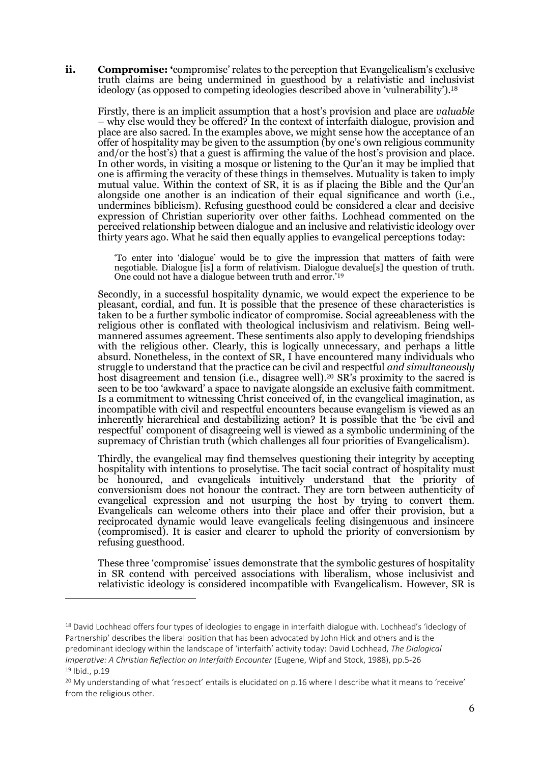**ii.** **Compromise:** 'compromise' relates to the perception that Evangelicalism's exclusive truth claims are being undermined in guesthood by a relativistic and inclusivist ideology (as opposed to competing ideologies described above in 'vulnerability').[18]

Firstly, there is an implicit assumption that a host's provision and place are *valuable* – why else would they be offered? In the context of interfaith dialogue, provision and place are also sacred. In the examples above, we might sense how the acceptance of an offer of hospitality may be given to the assumption (by one's own religious community and/or the host's) that a guest is affirming the value of the host's provision and place. In other words, in visiting a mosque or listening to the Qur'an it may be implied that one is affirming the veracity of these things in themselves. Mutuality is taken to imply mutual value. Within the context of SR, it is as if placing the Bible and the Qur'an alongside one another is an indication of their equal significance and worth (i.e., undermines biblicism). Refusing guesthood could be considered a clear and decisive expression of Christian superiority over other faiths. Lochhead commented on the perceived relationship between dialogue and an inclusive and relativistic ideology over thirty years ago. What he said then equally applies to evangelical perceptions today:

> 'To enter into 'dialogue' would be to give the impression that matters of faith were negotiable. Dialogue [is] a form of relativism. Dialogue devalue[s] the question of truth. One could not have a dialogue between truth and error.'[19]

Secondly, in a successful hospitality dynamic, we would expect the experience to be pleasant, cordial, and fun. It is possible that the presence of these characteristics is taken to be a further symbolic indicator of compromise. Social agreeableness with the religious other is conflated with theological inclusivism and relativism. Being well-mannered assumes agreement. These sentiments also apply to developing friendships with the religious other. Clearly, this is logically unnecessary, and perhaps a little absurd. Nonetheless, in the context of SR, I have encountered many individuals who struggle to understand that the practice can be civil and respectful *and simultaneously* host disagreement and tension (i.e., disagree well).[20] SR's proximity to the sacred is seen to be too 'awkward' a space to navigate alongside an exclusive faith commitment. Is a commitment to witnessing Christ conceived of, in the evangelical imagination, as incompatible with civil and respectful encounters because evangelism is viewed as an inherently hierarchical and destabilizing action? It is possible that the 'be civil and respectful' component of disagreeing well is viewed as a symbolic undermining of the supremacy of Christian truth (which challenges all four priorities of Evangelicalism).

Thirdly, the evangelical may find themselves questioning their integrity by accepting hospitality with intentions to proselytise. The tacit social contract of hospitality must be honoured, and evangelicals intuitively understand that the priority of conversionism does not honour the contract. They are torn between authenticity of evangelical expression and not usurping the host by trying to convert them. Evangelicals can welcome others into their place and offer their provision, but a reciprocated dynamic would leave evangelicals feeling disingenuous and insincere (compromised). It is easier and clearer to uphold the priority of conversionism by refusing guesthood.

These three 'compromise' issues demonstrate that the symbolic gestures of hospitality in SR contend with perceived associations with liberalism, whose inclusivist and relativistic ideology is considered incompatible with Evangelicalism. However, SR is

---

[18] David Lochhead offers four types of ideologies to engage in interfaith dialogue with. Lochhead's 'ideology of Partnership' describes the liberal position that has been advocated by John Hick and others and is the predominant ideology within the landscape of 'interfaith' activity today: David Lochhead, *The Dialogical Imperative: A Christian Reflection on Interfaith Encounter* (Eugene, Wipf and Stock, 1988), pp.5-26

[19] Ibid., p.19

[20] My understanding of what 'respect' entails is elucidated on p.16 where I describe what it means to 'receive' from the religious other.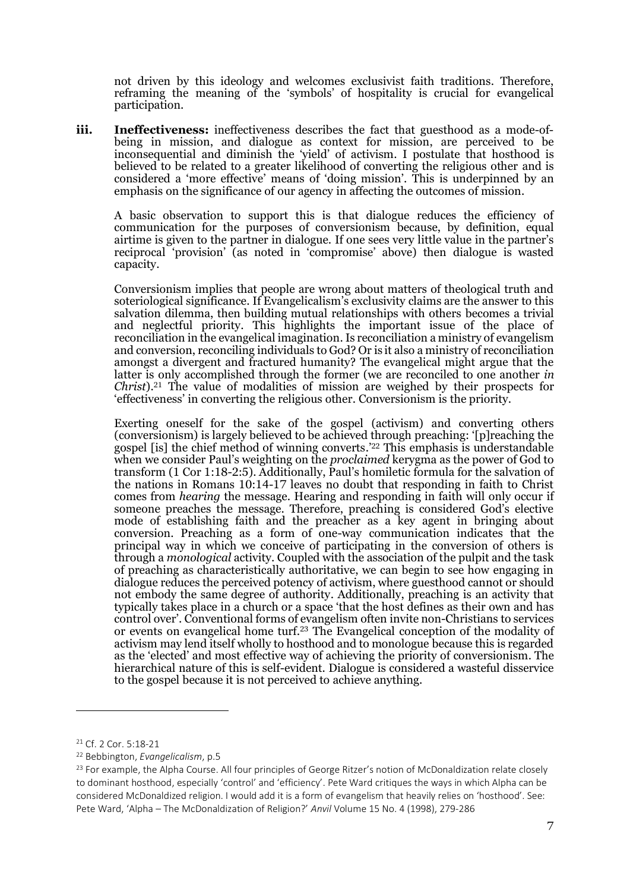not driven by this ideology and welcomes exclusivist faith traditions. Therefore, reframing the meaning of the 'symbols' of hospitality is crucial for evangelical participation.

iii. **Ineffectiveness:** ineffectiveness describes the fact that guesthood as a mode-of-being in mission, and dialogue as context for mission, are perceived to be inconsequential and diminish the 'yield' of activism. I postulate that hosthood is believed to be related to a greater likelihood of converting the religious other and is considered a 'more effective' means of 'doing mission'. This is underpinned by an emphasis on the significance of our agency in affecting the outcomes of mission.

A basic observation to support this is that dialogue reduces the efficiency of communication for the purposes of conversionism because, by definition, equal airtime is given to the partner in dialogue. If one sees very little value in the partner's reciprocal 'provision' (as noted in 'compromise' above) then dialogue is wasted capacity.

Conversionism implies that people are wrong about matters of theological truth and soteriological significance. If Evangelicalism's exclusivity claims are the answer to this salvation dilemma, then building mutual relationships with others becomes a trivial and neglectful priority. This highlights the important issue of the place of reconciliation in the evangelical imagination. Is reconciliation a ministry of evangelism and conversion, reconciling individuals to God? Or is it also a ministry of reconciliation amongst a divergent and fractured humanity? The evangelical might argue that the latter is only accomplished through the former (we are reconciled to one another *in Christ*).[21] The value of modalities of mission are weighed by their prospects for 'effectiveness' in converting the religious other. Conversionism is the priority.

Exerting oneself for the sake of the gospel (activism) and converting others (conversionism) is largely believed to be achieved through preaching: '[p]reaching the gospel [is] the chief method of winning converts.'[22] This emphasis is understandable when we consider Paul's weighting on the *proclaimed* kerygma as the power of God to transform (1 Cor 1:18-2:5). Additionally, Paul's homiletic formula for the salvation of the nations in Romans 10:14-17 leaves no doubt that responding in faith to Christ comes from *hearing* the message. Hearing and responding in faith will only occur if someone preaches the message. Therefore, preaching is considered God's elective mode of establishing faith and the preacher as a key agent in bringing about conversion. Preaching as a form of one-way communication indicates that the principal way in which we conceive of participating in the conversion of others is through a *monological* activity. Coupled with the association of the pulpit and the task of preaching as characteristically authoritative, we can begin to see how engaging in dialogue reduces the perceived potency of activism, where guesthood cannot or should not embody the same degree of authority. Additionally, preaching is an activity that typically takes place in a church or a space 'that the host defines as their own and has control over'. Conventional forms of evangelism often invite non-Christians to services or events on evangelical home turf.[23] The Evangelical conception of the modality of activism may lend itself wholly to hosthood and to monologue because this is regarded as the 'elected' and most effective way of achieving the priority of conversionism. The hierarchical nature of this is self-evident. Dialogue is considered a wasteful disservice to the gospel because it is not perceived to achieve anything.

---

[21] Cf. 2 Cor. 5:18-21

[22] Bebbington, *Evangelicalism*, p.5

[23] For example, the Alpha Course. All four principles of George Ritzer's notion of McDonaldization relate closely to dominant hosthood, especially 'control' and 'efficiency'. Pete Ward critiques the ways in which Alpha can be considered McDonaldized religion. I would add it is a form of evangelism that heavily relies on 'hosthood'. See: Pete Ward, 'Alpha – The McDonaldization of Religion?' *Anvil* Volume 15 No. 4 (1998), 279-286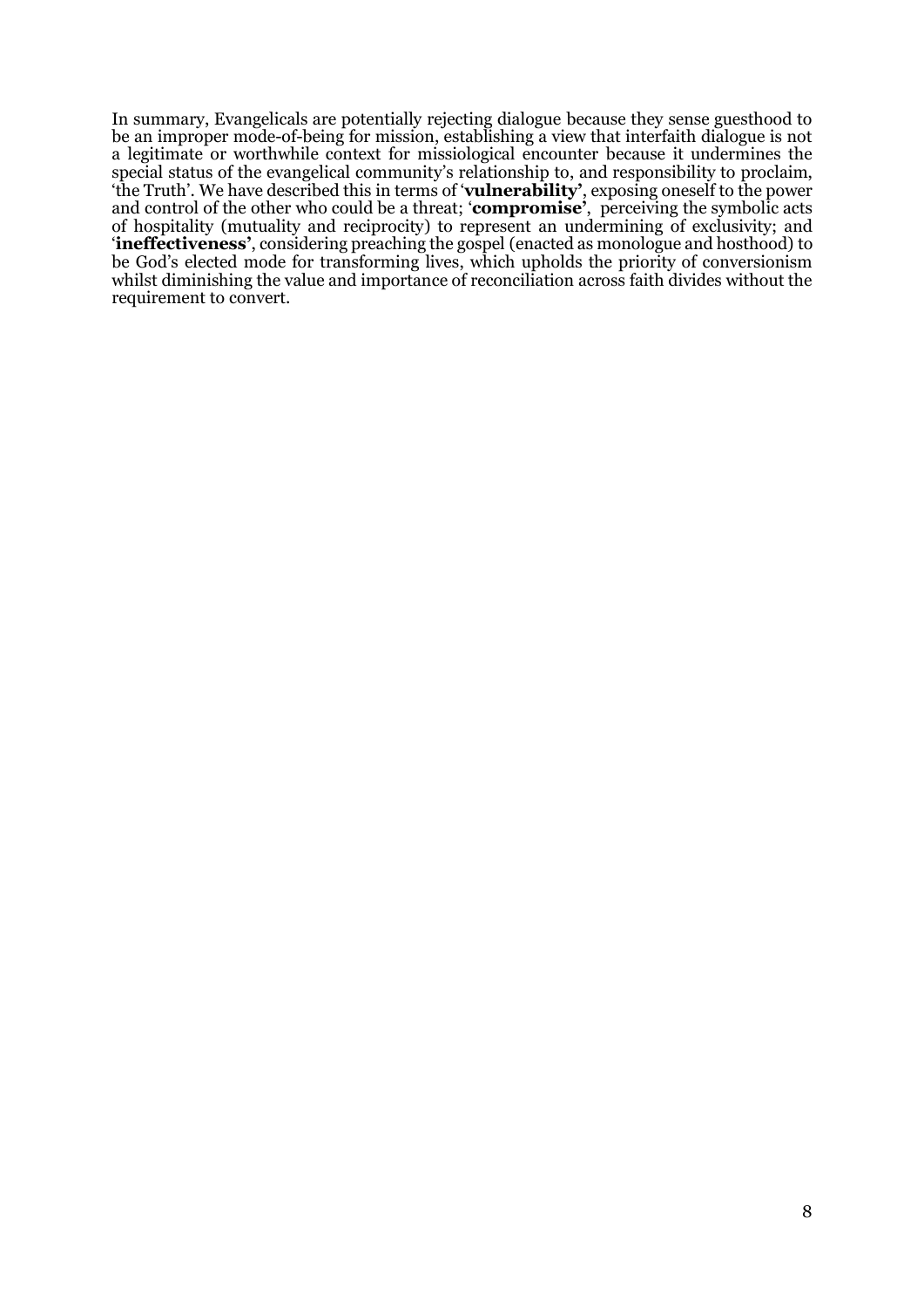In summary, Evangelicals are potentially rejecting dialogue because they sense guesthood to be an improper mode-of-being for mission, establishing a view that interfaith dialogue is not a legitimate or worthwhile context for missiological encounter because it undermines the special status of the evangelical community's relationship to, and responsibility to proclaim, 'the Truth'. We have described this in terms of '**vulnerability'**, exposing oneself to the power and control of the other who could be a threat; '**compromise'**, perceiving the symbolic acts of hospitality (mutuality and reciprocity) to represent an undermining of exclusivity; and '**ineffectiveness'**, considering preaching the gospel (enacted as monologue and hosthood) to be God's elected mode for transforming lives, which upholds the priority of conversionism whilst diminishing the value and importance of reconciliation across faith divides without the requirement to convert.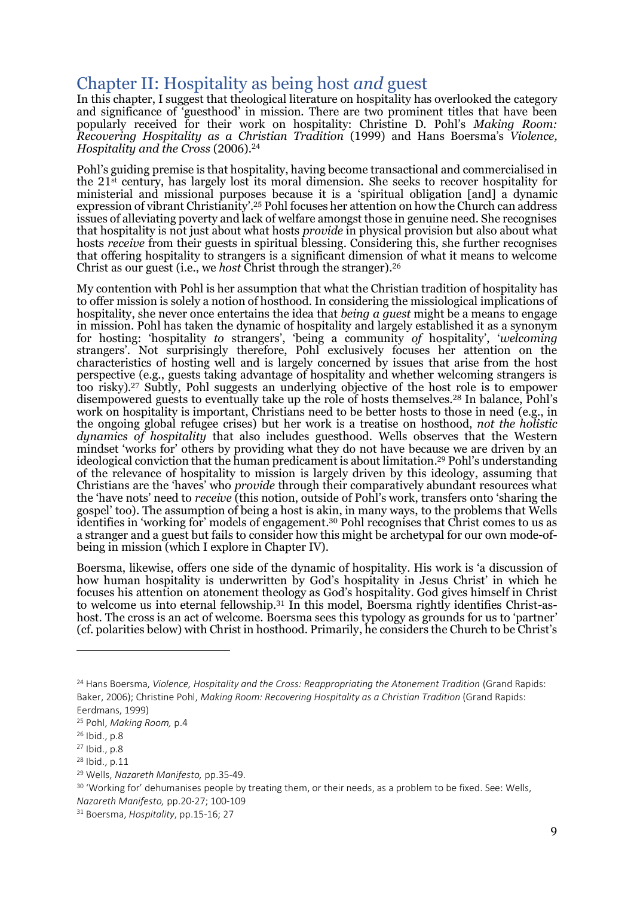# Chapter II: Hospitality as being host *and* guest

In this chapter, I suggest that theological literature on hospitality has overlooked the category and significance of 'guesthood' in mission. There are two prominent titles that have been popularly received for their work on hospitality: Christine D. Pohl's *Making Room: Recovering Hospitality as a Christian Tradition* (1999) and Hans Boersma's *Violence, Hospitality and the Cross* (2006).[24]

Pohl's guiding premise is that hospitality, having become transactional and commercialised in the 21st century, has largely lost its moral dimension. She seeks to recover hospitality for ministerial and missional purposes because it is a 'spiritual obligation [and] a dynamic expression of vibrant Christianity'.[25] Pohl focuses her attention on how the Church can address issues of alleviating poverty and lack of welfare amongst those in genuine need. She recognises that hospitality is not just about what hosts *provide* in physical provision but also about what hosts *receive* from their guests in spiritual blessing. Considering this, she further recognises that offering hospitality to strangers is a significant dimension of what it means to welcome Christ as our guest (i.e., we *host* Christ through the stranger).[26]

My contention with Pohl is her assumption that what the Christian tradition of hospitality has to offer mission is solely a notion of hosthood. In considering the missiological implications of hospitality, she never once entertains the idea that *being a guest* might be a means to engage in mission. Pohl has taken the dynamic of hospitality and largely established it as a synonym for hosting: 'hospitality *to* strangers', 'being a community *of* hospitality', '*welcoming* strangers'. Not surprisingly therefore, Pohl exclusively focuses her attention on the characteristics of hosting well and is largely concerned by issues that arise from the host perspective (e.g., guests taking advantage of hospitality and whether welcoming strangers is too risky).[27] Subtly, Pohl suggests an underlying objective of the host role is to empower disempowered guests to eventually take up the role of hosts themselves.[28] In balance, Pohl's work on hospitality is important, Christians need to be better hosts to those in need (e.g., in the ongoing global refugee crises) but her work is a treatise on hosthood, *not the holistic dynamics of hospitality* that also includes guesthood. Wells observes that the Western mindset 'works for' others by providing what they do not have because we are driven by an ideological conviction that the human predicament is about limitation.[29] Pohl's understanding of the relevance of hospitality to mission is largely driven by this ideology, assuming that Christians are the 'haves' who *provide* through their comparatively abundant resources what the 'have nots' need to *receive* (this notion, outside of Pohl's work, transfers onto 'sharing the gospel' too). The assumption of being a host is akin, in many ways, to the problems that Wells identifies in 'working for' models of engagement.[30] Pohl recognises that Christ comes to us as a stranger and a guest but fails to consider how this might be archetypal for our own mode-of-being in mission (which I explore in Chapter IV).

Boersma, likewise, offers one side of the dynamic of hospitality. His work is 'a discussion of how human hospitality is underwritten by God's hospitality in Jesus Christ' in which he focuses his attention on atonement theology as God's hospitality. God gives himself in Christ to welcome us into eternal fellowship.[31] In this model, Boersma rightly identifies Christ-as-host. The cross is an act of welcome. Boersma sees this typology as grounds for us to 'partner' (cf. polarities below) with Christ in hosthood. Primarily, he considers the Church to be Christ's

---

[24] Hans Boersma, *Violence, Hospitality and the Cross: Reappropriating the Atonement Tradition* (Grand Rapids: Baker, 2006); Christine Pohl, *Making Room: Recovering Hospitality as a Christian Tradition* (Grand Rapids: Eerdmans, 1999)

[25] Pohl, *Making Room,* p.4

[26] Ibid., p.8

[27] Ibid., p.8

[28] Ibid., p.11

[29] Wells, *Nazareth Manifesto,* pp.35-49.

[30] 'Working for' dehumanises people by treating them, or their needs, as a problem to be fixed. See: Wells, *Nazareth Manifesto,* pp.20-27; 100-109

[31] Boersma, *Hospitality*, pp.15-16; 27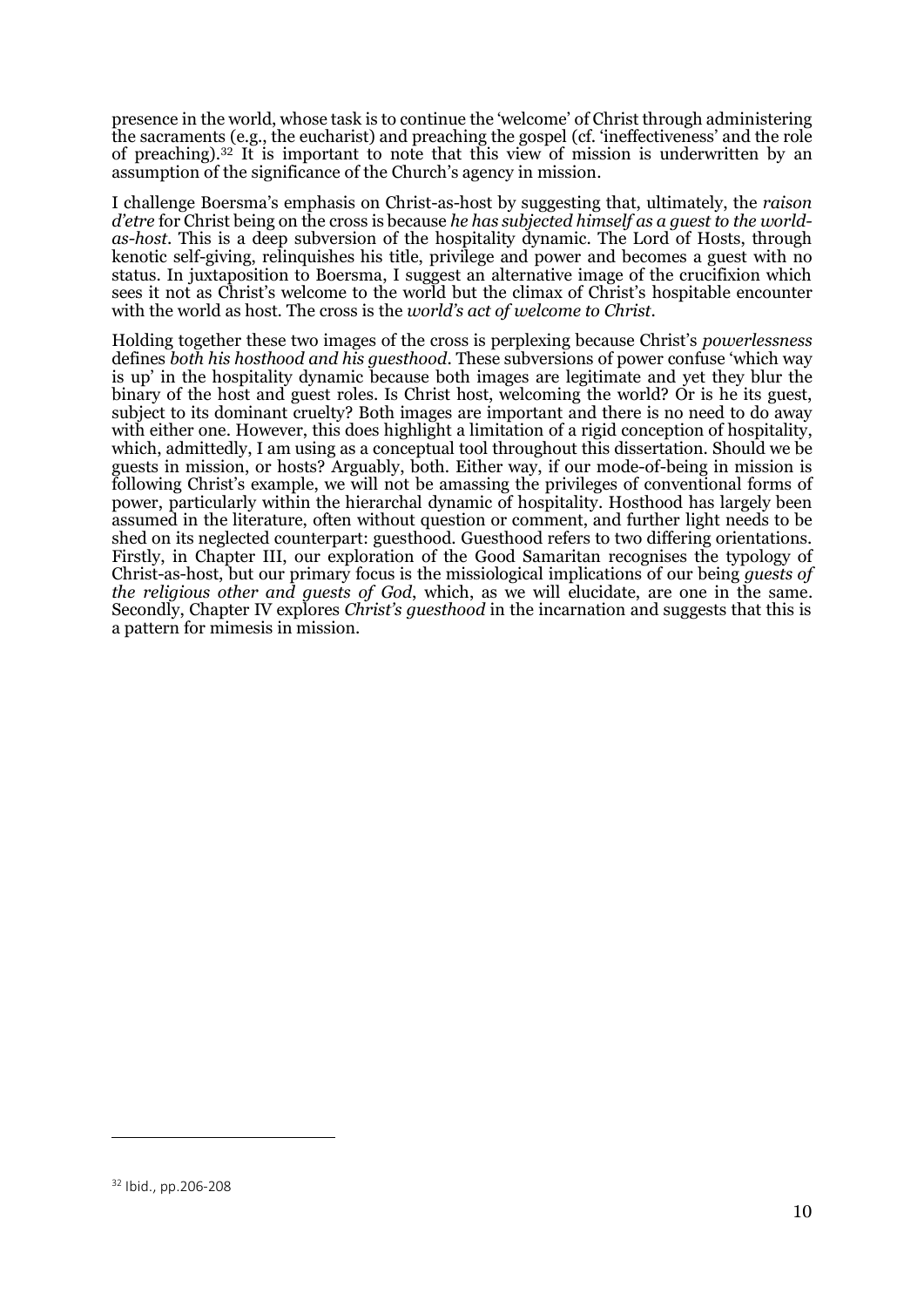presence in the world, whose task is to continue the 'welcome' of Christ through administering the sacraments (e.g., the eucharist) and preaching the gospel (cf. 'ineffectiveness' and the role of preaching).[32] It is important to note that this view of mission is underwritten by an assumption of the significance of the Church's agency in mission.

I challenge Boersma's emphasis on Christ-as-host by suggesting that, ultimately, the *raison d'etre* for Christ being on the cross is because *he has subjected himself as a guest to the world-as-host*. This is a deep subversion of the hospitality dynamic. The Lord of Hosts, through kenotic self-giving, relinquishes his title, privilege and power and becomes a guest with no status. In juxtaposition to Boersma, I suggest an alternative image of the crucifixion which sees it not as Christ's welcome to the world but the climax of Christ's hospitable encounter with the world as host. The cross is the *world's act of welcome to Christ*.

Holding together these two images of the cross is perplexing because Christ's *powerlessness* defines *both his hosthood and his guesthood*. These subversions of power confuse 'which way is up' in the hospitality dynamic because both images are legitimate and yet they blur the binary of the host and guest roles. Is Christ host, welcoming the world? Or is he its guest, subject to its dominant cruelty? Both images are important and there is no need to do away with either one. However, this does highlight a limitation of a rigid conception of hospitality, which, admittedly, I am using as a conceptual tool throughout this dissertation. Should we be guests in mission, or hosts? Arguably, both. Either way, if our mode-of-being in mission is following Christ's example, we will not be amassing the privileges of conventional forms of power, particularly within the hierarchal dynamic of hospitality. Hosthood has largely been assumed in the literature, often without question or comment, and further light needs to be shed on its neglected counterpart: guesthood. Guesthood refers to two differing orientations. Firstly, in Chapter III, our exploration of the Good Samaritan recognises the typology of Christ-as-host, but our primary focus is the missiological implications of our being *guests of the religious other and guests of God*, which, as we will elucidate, are one in the same. Secondly, Chapter IV explores *Christ's guesthood* in the incarnation and suggests that this is a pattern for mimesis in mission.

---

[32] Ibid., pp.206-208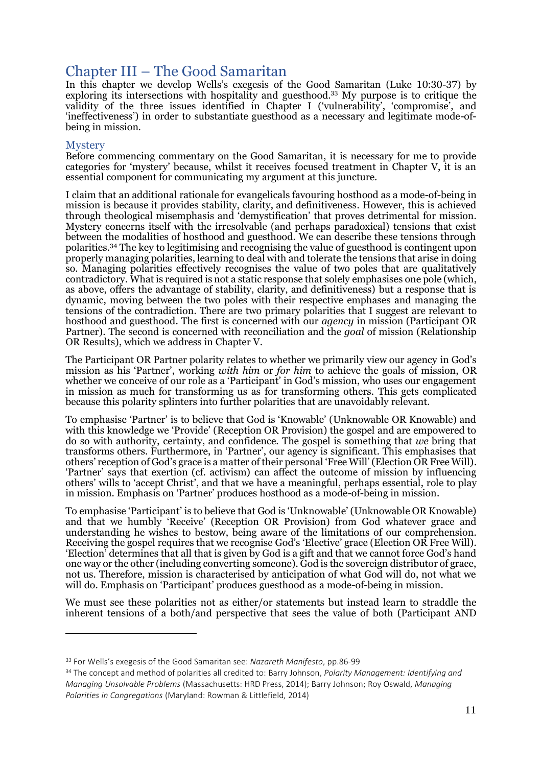# Chapter III – The Good Samaritan

In this chapter we develop Wells's exegesis of the Good Samaritan (Luke 10:30-37) by exploring its intersections with hospitality and guesthood.[33] My purpose is to critique the validity of the three issues identified in Chapter I ('vulnerability', 'compromise', and 'ineffectiveness') in order to substantiate guesthood as a necessary and legitimate mode-of-being in mission.

## Mystery

Before commencing commentary on the Good Samaritan, it is necessary for me to provide categories for 'mystery' because, whilst it receives focused treatment in Chapter V, it is an essential component for communicating my argument at this juncture.

I claim that an additional rationale for evangelicals favouring hosthood as a mode-of-being in mission is because it provides stability, clarity, and definitiveness. However, this is achieved through theological misemphasis and 'demystification' that proves detrimental for mission. Mystery concerns itself with the irresolvable (and perhaps paradoxical) tensions that exist between the modalities of hosthood and guesthood. We can describe these tensions through polarities.[34] The key to legitimising and recognising the value of guesthood is contingent upon properly managing polarities, learning to deal with and tolerate the tensions that arise in doing so. Managing polarities effectively recognises the value of two poles that are qualitatively contradictory. What is required is not a static response that solely emphasises one pole (which, as above, offers the advantage of stability, clarity, and definitiveness) but a response that is dynamic, moving between the two poles with their respective emphases and managing the tensions of the contradiction. There are two primary polarities that I suggest are relevant to hosthood and guesthood. The first is concerned with our *agency* in mission (Participant OR Partner). The second is concerned with reconciliation and the *goal* of mission (Relationship OR Results), which we address in Chapter V.

The Participant OR Partner polarity relates to whether we primarily view our agency in God's mission as his 'Partner', working *with him* or *for him* to achieve the goals of mission, OR whether we conceive of our role as a 'Participant' in God's mission, who uses our engagement in mission as much for transforming us as for transforming others. This gets complicated because this polarity splinters into further polarities that are unavoidably relevant.

To emphasise 'Partner' is to believe that God is 'Knowable' (Unknowable OR Knowable) and with this knowledge we 'Provide' (Reception OR Provision) the gospel and are empowered to do so with authority, certainty, and confidence. The gospel is something that *we* bring that transforms others. Furthermore, in 'Partner', our agency is significant. This emphasises that others' reception of God's grace is a matter of their personal 'Free Will' (Election OR Free Will). 'Partner' says that exertion (cf. activism) can affect the outcome of mission by influencing others' wills to 'accept Christ', and that we have a meaningful, perhaps essential, role to play in mission. Emphasis on 'Partner' produces hosthood as a mode-of-being in mission.

To emphasise 'Participant' is to believe that God is 'Unknowable' (Unknowable OR Knowable) and that we humbly 'Receive' (Reception OR Provision) from God whatever grace and understanding he wishes to bestow, being aware of the limitations of our comprehension. Receiving the gospel requires that we recognise God's 'Elective' grace (Election OR Free Will). 'Election' determines that all that is given by God is a gift and that we cannot force God's hand one way or the other (including converting someone). God is the sovereign distributor of grace, not us. Therefore, mission is characterised by anticipation of what God will do, not what we will do. Emphasis on 'Participant' produces guesthood as a mode-of-being in mission.

We must see these polarities not as either/or statements but instead learn to straddle the inherent tensions of a both/and perspective that sees the value of both (Participant AND

---

[33] For Wells's exegesis of the Good Samaritan see: *Nazareth Manifesto*, pp.86-99

[34] The concept and method of polarities all credited to: Barry Johnson, *Polarity Management: Identifying and Managing Unsolvable Problems* (Massachusetts: HRD Press, 2014); Barry Johnson; Roy Oswald, *Managing Polarities in Congregations* (Maryland: Rowman & Littlefield, 2014)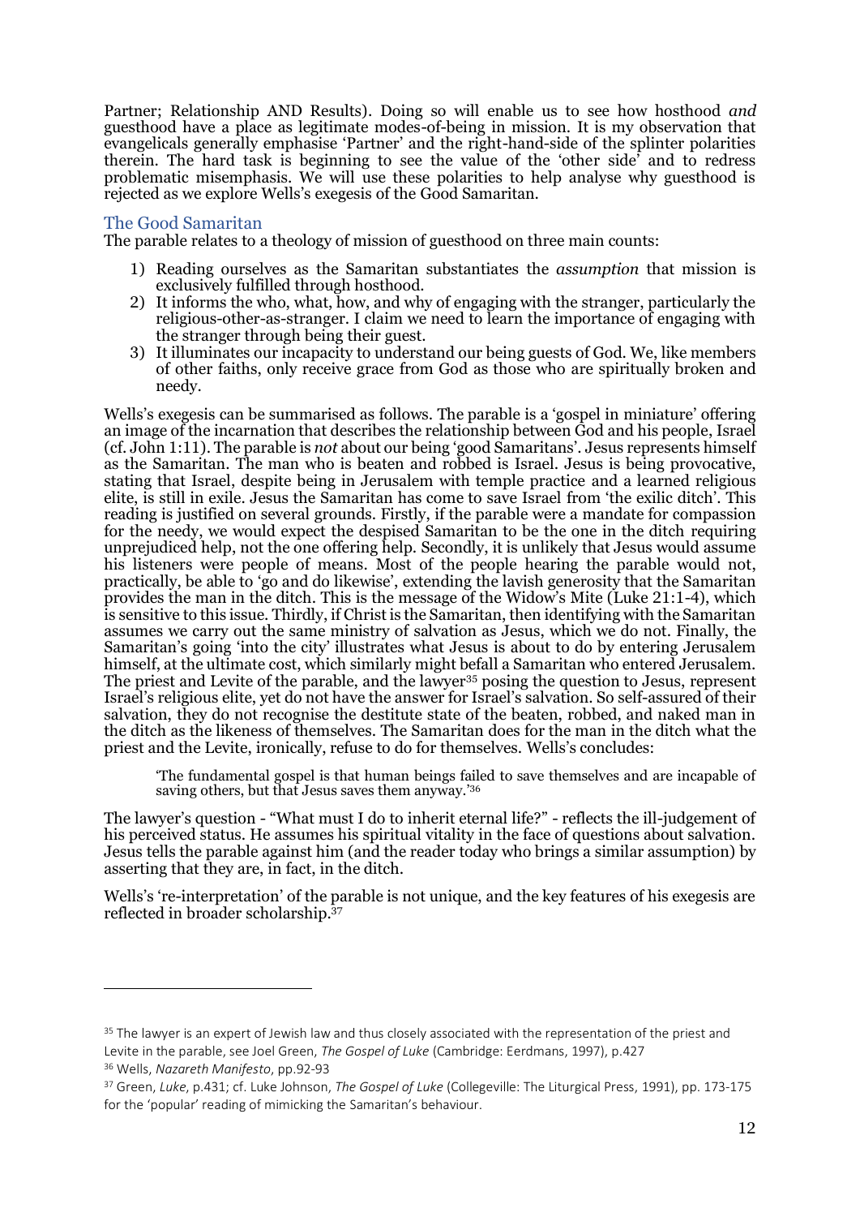Partner; Relationship AND Results). Doing so will enable us to see how hosthood *and* guesthood have a place as legitimate modes-of-being in mission. It is my observation that evangelicals generally emphasise 'Partner' and the right-hand-side of the splinter polarities therein. The hard task is beginning to see the value of the 'other side' and to redress problematic misemphasis. We will use these polarities to help analyse why guesthood is rejected as we explore Wells's exegesis of the Good Samaritan.

## The Good Samaritan

The parable relates to a theology of mission of guesthood on three main counts:

1) Reading ourselves as the Samaritan substantiates the *assumption* that mission is exclusively fulfilled through hosthood.
2) It informs the who, what, how, and why of engaging with the stranger, particularly the religious-other-as-stranger. I claim we need to learn the importance of engaging with the stranger through being their guest.
3) It illuminates our incapacity to understand our being guests of God. We, like members of other faiths, only receive grace from God as those who are spiritually broken and needy.

Wells's exegesis can be summarised as follows. The parable is a 'gospel in miniature' offering an image of the incarnation that describes the relationship between God and his people, Israel (cf. John 1:11). The parable is *not* about our being 'good Samaritans'. Jesus represents himself as the Samaritan. The man who is beaten and robbed is Israel. Jesus is being provocative, stating that Israel, despite being in Jerusalem with temple practice and a learned religious elite, is still in exile. Jesus the Samaritan has come to save Israel from 'the exilic ditch'. This reading is justified on several grounds. Firstly, if the parable were a mandate for compassion for the needy, we would expect the despised Samaritan to be the one in the ditch requiring unprejudiced help, not the one offering help. Secondly, it is unlikely that Jesus would assume his listeners were people of means. Most of the people hearing the parable would not, practically, be able to 'go and do likewise', extending the lavish generosity that the Samaritan provides the man in the ditch. This is the message of the Widow's Mite (Luke 21:1-4), which is sensitive to this issue. Thirdly, if Christ is the Samaritan, then identifying with the Samaritan assumes we carry out the same ministry of salvation as Jesus, which we do not. Finally, the Samaritan's going 'into the city' illustrates what Jesus is about to do by entering Jerusalem himself, at the ultimate cost, which similarly might befall a Samaritan who entered Jerusalem. The priest and Levite of the parable, and the lawyer[35] posing the question to Jesus, represent Israel's religious elite, yet do not have the answer for Israel's salvation. So self-assured of their salvation, they do not recognise the destitute state of the beaten, robbed, and naked man in the ditch as the likeness of themselves. The Samaritan does for the man in the ditch what the priest and the Levite, ironically, refuse to do for themselves. Wells's concludes:

> 'The fundamental gospel is that human beings failed to save themselves and are incapable of saving others, but that Jesus saves them anyway.'[36]

The lawyer's question - "What must I do to inherit eternal life?" - reflects the ill-judgement of his perceived status. He assumes his spiritual vitality in the face of questions about salvation. Jesus tells the parable against him (and the reader today who brings a similar assumption) by asserting that they are, in fact, in the ditch.

Wells's 're-interpretation' of the parable is not unique, and the key features of his exegesis are reflected in broader scholarship.[37]

---

[35] The lawyer is an expert of Jewish law and thus closely associated with the representation of the priest and Levite in the parable, see Joel Green, *The Gospel of Luke* (Cambridge: Eerdmans, 1997), p.427

[36] Wells, *Nazareth Manifesto*, pp.92-93

[37] Green, *Luke*, p.431; cf. Luke Johnson, *The Gospel of Luke* (Collegeville: The Liturgical Press, 1991), pp. 173-175 for the 'popular' reading of mimicking the Samaritan's behaviour.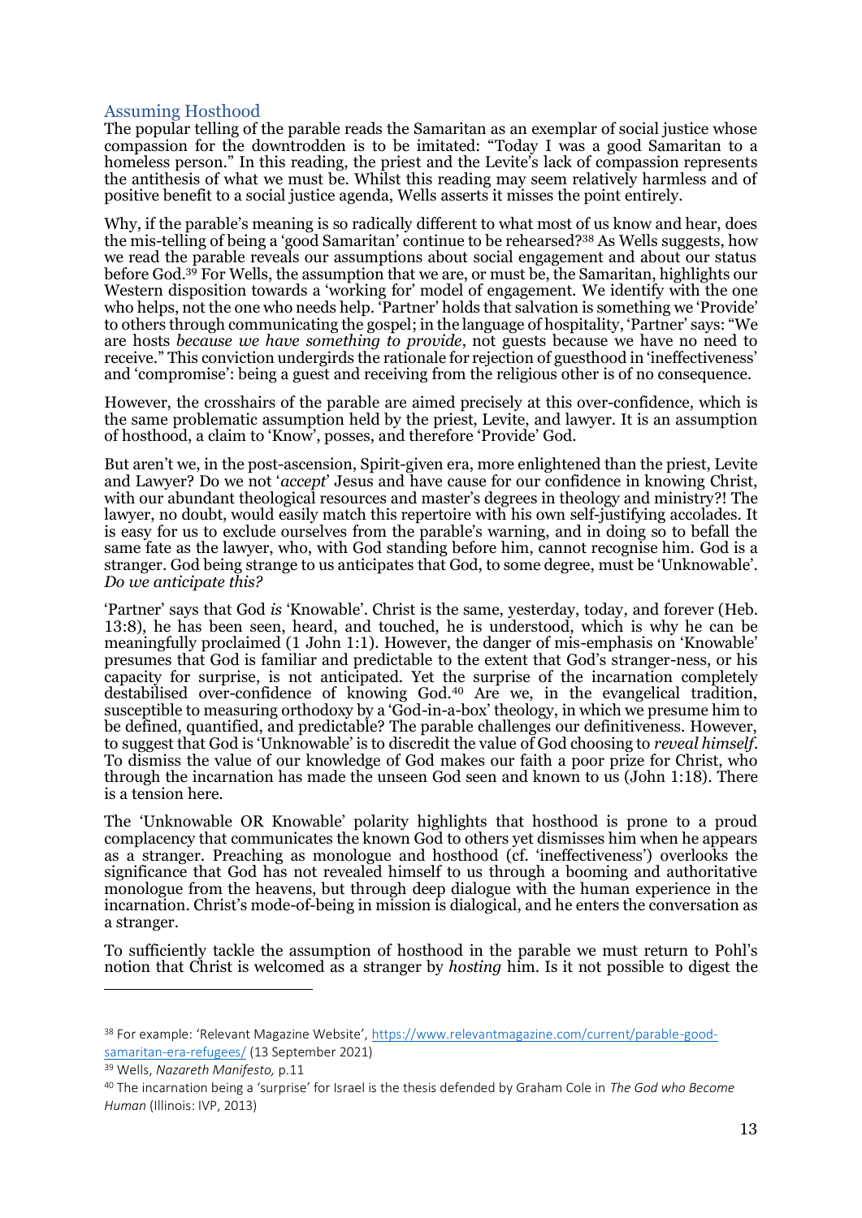## Assuming Hosthood

The popular telling of the parable reads the Samaritan as an exemplar of social justice whose compassion for the downtrodden is to be imitated: "Today I was a good Samaritan to a homeless person." In this reading, the priest and the Levite's lack of compassion represents the antithesis of what we must be. Whilst this reading may seem relatively harmless and of positive benefit to a social justice agenda, Wells asserts it misses the point entirely.

Why, if the parable's meaning is so radically different to what most of us know and hear, does the mis-telling of being a 'good Samaritan' continue to be rehearsed?[38] As Wells suggests, how we read the parable reveals our assumptions about social engagement and about our status before God.[39] For Wells, the assumption that we are, or must be, the Samaritan, highlights our Western disposition towards a 'working for' model of engagement. We identify with the one who helps, not the one who needs help. 'Partner' holds that salvation is something we 'Provide' to others through communicating the gospel; in the language of hospitality, 'Partner' says: "We are hosts *because we have something to provide*, not guests because we have no need to receive." This conviction undergirds the rationale for rejection of guesthood in 'ineffectiveness' and 'compromise': being a guest and receiving from the religious other is of no consequence.

However, the crosshairs of the parable are aimed precisely at this over-confidence, which is the same problematic assumption held by the priest, Levite, and lawyer. It is an assumption of hosthood, a claim to 'Know', posses, and therefore 'Provide' God.

But aren't we, in the post-ascension, Spirit-given era, more enlightened than the priest, Levite and Lawyer? Do we not '*accept*' Jesus and have cause for our confidence in knowing Christ, with our abundant theological resources and master's degrees in theology and ministry?! The lawyer, no doubt, would easily match this repertoire with his own self-justifying accolades. It is easy for us to exclude ourselves from the parable's warning, and in doing so to befall the same fate as the lawyer, who, with God standing before him, cannot recognise him. God is a stranger. God being strange to us anticipates that God, to some degree, must be 'Unknowable'. *Do we anticipate this?*

'Partner' says that God *is* 'Knowable'. Christ is the same, yesterday, today, and forever (Heb. 13:8), he has been seen, heard, and touched, he is understood, which is why he can be meaningfully proclaimed (1 John 1:1). However, the danger of mis-emphasis on 'Knowable' presumes that God is familiar and predictable to the extent that God's stranger-ness, or his capacity for surprise, is not anticipated. Yet the surprise of the incarnation completely destabilised over-confidence of knowing God.[40] Are we, in the evangelical tradition, susceptible to measuring orthodoxy by a 'God-in-a-box' theology, in which we presume him to be defined, quantified, and predictable? The parable challenges our definitiveness. However, to suggest that God is 'Unknowable' is to discredit the value of God choosing to *reveal himself*. To dismiss the value of our knowledge of God makes our faith a poor prize for Christ, who through the incarnation has made the unseen God seen and known to us (John 1:18). There is a tension here.

The 'Unknowable OR Knowable' polarity highlights that hosthood is prone to a proud complacency that communicates the known God to others yet dismisses him when he appears as a stranger. Preaching as monologue and hosthood (cf. 'ineffectiveness') overlooks the significance that God has not revealed himself to us through a booming and authoritative monologue from the heavens, but through deep dialogue with the human experience in the incarnation. Christ's mode-of-being in mission is dialogical, and he enters the conversation as a stranger.

To sufficiently tackle the assumption of hosthood in the parable we must return to Pohl's notion that Christ is welcomed as a stranger by *hosting* him. Is it not possible to digest the

---

[38] For example: 'Relevant Magazine Website', https://www.relevantmagazine.com/current/parable-good-samaritan-era-refugees/ (13 September 2021)

[39] Wells, *Nazareth Manifesto,* p.11

[40] The incarnation being a 'surprise' for Israel is the thesis defended by Graham Cole in *The God who Become Human* (Illinois: IVP, 2013)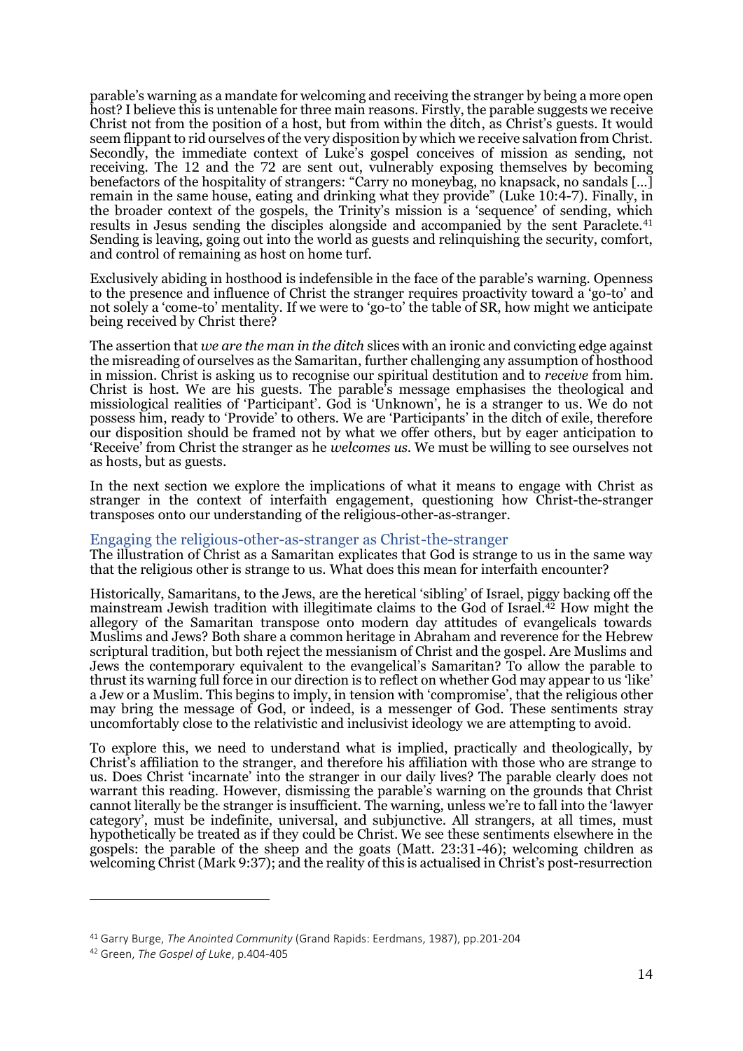parable's warning as a mandate for welcoming and receiving the stranger by being a more open host? I believe this is untenable for three main reasons. Firstly, the parable suggests we receive Christ not from the position of a host, but from within the ditch, as Christ's guests. It would seem flippant to rid ourselves of the very disposition by which we receive salvation from Christ. Secondly, the immediate context of Luke's gospel conceives of mission as sending, not receiving. The 12 and the 72 are sent out, vulnerably exposing themselves by becoming benefactors of the hospitality of strangers: "Carry no moneybag, no knapsack, no sandals [...] remain in the same house, eating and drinking what they provide" (Luke 10:4-7). Finally, in the broader context of the gospels, the Trinity's mission is a 'sequence' of sending, which results in Jesus sending the disciples alongside and accompanied by the sent Paraclete.[41] Sending is leaving, going out into the world as guests and relinquishing the security, comfort, and control of remaining as host on home turf.

Exclusively abiding in hosthood is indefensible in the face of the parable's warning. Openness to the presence and influence of Christ the stranger requires proactivity toward a 'go-to' and not solely a 'come-to' mentality. If we were to 'go-to' the table of SR, how might we anticipate being received by Christ there?

The assertion that *we are the man in the ditch* slices with an ironic and convicting edge against the misreading of ourselves as the Samaritan, further challenging any assumption of hosthood in mission. Christ is asking us to recognise our spiritual destitution and to *receive* from him. Christ is host. We are his guests. The parable's message emphasises the theological and missiological realities of 'Participant'. God is 'Unknown', he is a stranger to us. We do not possess him, ready to 'Provide' to others. We are 'Participants' in the ditch of exile, therefore our disposition should be framed not by what we offer others, but by eager anticipation to 'Receive' from Christ the stranger as he *welcomes us*. We must be willing to see ourselves not as hosts, but as guests.

In the next section we explore the implications of what it means to engage with Christ as stranger in the context of interfaith engagement, questioning how Christ-the-stranger transposes onto our understanding of the religious-other-as-stranger.

## Engaging the religious-other-as-stranger as Christ-the-stranger

The illustration of Christ as a Samaritan explicates that God is strange to us in the same way that the religious other is strange to us. What does this mean for interfaith encounter?

Historically, Samaritans, to the Jews, are the heretical 'sibling' of Israel, piggy backing off the mainstream Jewish tradition with illegitimate claims to the God of Israel.[42] How might the allegory of the Samaritan transpose onto modern day attitudes of evangelicals towards Muslims and Jews? Both share a common heritage in Abraham and reverence for the Hebrew scriptural tradition, but both reject the messianism of Christ and the gospel. Are Muslims and Jews the contemporary equivalent to the evangelical's Samaritan? To allow the parable to thrust its warning full force in our direction is to reflect on whether God may appear to us 'like' a Jew or a Muslim. This begins to imply, in tension with 'compromise', that the religious other may bring the message of God, or indeed, is a messenger of God. These sentiments stray uncomfortably close to the relativistic and inclusivist ideology we are attempting to avoid.

To explore this, we need to understand what is implied, practically and theologically, by Christ's affiliation to the stranger, and therefore his affiliation with those who are strange to us. Does Christ 'incarnate' into the stranger in our daily lives? The parable clearly does not warrant this reading. However, dismissing the parable's warning on the grounds that Christ cannot literally be the stranger is insufficient. The warning, unless we're to fall into the 'lawyer category', must be indefinite, universal, and subjunctive. All strangers, at all times, must hypothetically be treated as if they could be Christ. We see these sentiments elsewhere in the gospels: the parable of the sheep and the goats (Matt. 23:31-46); welcoming children as welcoming Christ (Mark 9:37); and the reality of this is actualised in Christ's post-resurrection

[41] Garry Burge, *The Anointed Community* (Grand Rapids: Eerdmans, 1987), pp.201-204

[42] Green, *The Gospel of Luke*, p.404-405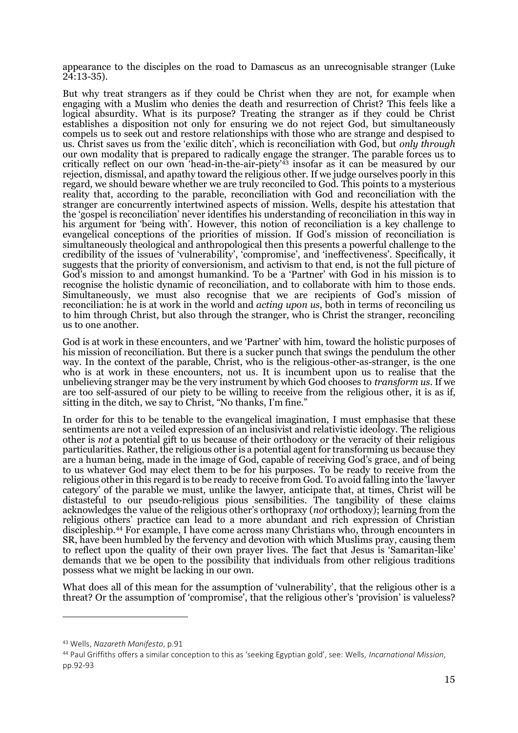appearance to the disciples on the road to Damascus as an unrecognisable stranger (Luke 24:13-35).

But why treat strangers as if they could be Christ when they are not, for example when engaging with a Muslim who denies the death and resurrection of Christ? This feels like a logical absurdity. What is its purpose? Treating the stranger as if they could be Christ establishes a disposition not only for ensuring we do not reject God, but simultaneously compels us to seek out and restore relationships with those who are strange and despised to us. Christ saves us from the 'exilic ditch', which is reconciliation with God, but *only through* our own modality that is prepared to radically engage the stranger. The parable forces us to critically reflect on our own 'head-in-the-air-piety'[43] insofar as it can be measured by our rejection, dismissal, and apathy toward the religious other. If we judge ourselves poorly in this regard, we should beware whether we are truly reconciled to God. This points to a mysterious reality that, according to the parable, reconciliation with God and reconciliation with the stranger are concurrently intertwined aspects of mission. Wells, despite his attestation that the 'gospel is reconciliation' never identifies his understanding of reconciliation in this way in his argument for 'being with'. However, this notion of reconciliation is a key challenge to evangelical conceptions of the priorities of mission. If God's mission of reconciliation is simultaneously theological and anthropological then this presents a powerful challenge to the credibility of the issues of 'vulnerability', 'compromise', and 'ineffectiveness'. Specifically, it suggests that the priority of conversionism, and activism to that end, is not the full picture of God's mission to and amongst humankind. To be a 'Partner' with God in his mission is to recognise the holistic dynamic of reconciliation, and to collaborate with him to those ends. Simultaneously, we must also recognise that we are recipients of God's mission of reconciliation: he is at work in the world and *acting upon us*, both in terms of reconciling us to him through Christ, but also through the stranger, who is Christ the stranger, reconciling us to one another.

God is at work in these encounters, and we 'Partner' with him, toward the holistic purposes of his mission of reconciliation. But there is a sucker punch that swings the pendulum the other way. In the context of the parable, Christ, who is the religious-other-as-stranger, is the one who is at work in these encounters, not us. It is incumbent upon us to realise that the unbelieving stranger may be the very instrument by which God chooses to *transform us*. If we are too self-assured of our piety to be willing to receive from the religious other, it is as if, sitting in the ditch, we say to Christ, "No thanks, I'm fine."

In order for this to be tenable to the evangelical imagination, I must emphasise that these sentiments are not a veiled expression of an inclusivist and relativistic ideology. The religious other is *not* a potential gift to us because of their orthodoxy or the veracity of their religious particularities. Rather, the religious other is a potential agent for transforming us because they are a human being, made in the image of God, capable of receiving God's grace, and of being to us whatever God may elect them to be for his purposes. To be ready to receive from the religious other in this regard is to be ready to receive from God. To avoid falling into the 'lawyer category' of the parable we must, unlike the lawyer, anticipate that, at times, Christ will be distasteful to our pseudo-religious pious sensibilities. The tangibility of these claims acknowledges the value of the religious other's orthopraxy (*not* orthodoxy); learning from the religious others' practice can lead to a more abundant and rich expression of Christian discipleship.[44] For example, I have come across many Christians who, through encounters in SR, have been humbled by the fervency and devotion with which Muslims pray, causing them to reflect upon the quality of their own prayer lives. The fact that Jesus is 'Samaritan-like' demands that we be open to the possibility that individuals from other religious traditions possess what we might be lacking in our own.

What does all of this mean for the assumption of 'vulnerability', that the religious other is a threat? Or the assumption of 'compromise', that the religious other's 'provision' is valueless?

---

[43] Wells, *Nazareth Manifesto*, p.91

[44] Paul Griffiths offers a similar conception to this as 'seeking Egyptian gold', see: Wells, *Incarnational Mission*, pp.92-93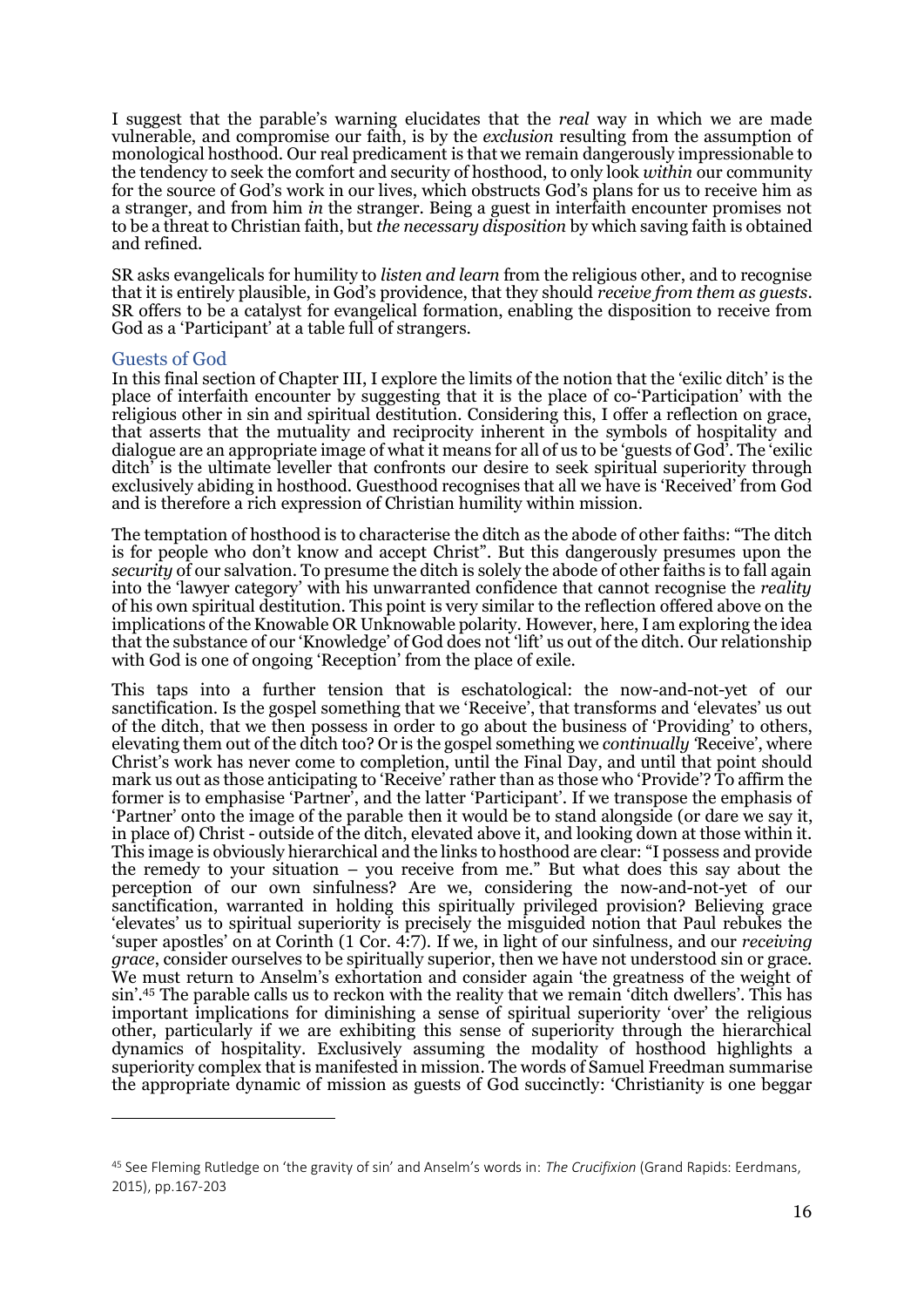I suggest that the parable's warning elucidates that the *real* way in which we are made vulnerable, and compromise our faith, is by the *exclusion* resulting from the assumption of monological hosthood. Our real predicament is that we remain dangerously impressionable to the tendency to seek the comfort and security of hosthood, to only look *within* our community for the source of God's work in our lives, which obstructs God's plans for us to receive him as a stranger, and from him *in* the stranger. Being a guest in interfaith encounter promises not to be a threat to Christian faith, but *the necessary disposition* by which saving faith is obtained and refined.

SR asks evangelicals for humility to *listen and learn* from the religious other, and to recognise that it is entirely plausible, in God's providence, that they should *receive from them as guests*. SR offers to be a catalyst for evangelical formation, enabling the disposition to receive from God as a 'Participant' at a table full of strangers.

## Guests of God

In this final section of Chapter III, I explore the limits of the notion that the 'exilic ditch' is the place of interfaith encounter by suggesting that it is the place of co-'Participation' with the religious other in sin and spiritual destitution. Considering this, I offer a reflection on grace, that asserts that the mutuality and reciprocity inherent in the symbols of hospitality and dialogue are an appropriate image of what it means for all of us to be 'guests of God'. The 'exilic ditch' is the ultimate leveller that confronts our desire to seek spiritual superiority through exclusively abiding in hosthood. Guesthood recognises that all we have is 'Received' from God and is therefore a rich expression of Christian humility within mission.

The temptation of hosthood is to characterise the ditch as the abode of other faiths: "The ditch is for people who don't know and accept Christ". But this dangerously presumes upon the *security* of our salvation. To presume the ditch is solely the abode of other faiths is to fall again into the 'lawyer category' with his unwarranted confidence that cannot recognise the *reality* of his own spiritual destitution. This point is very similar to the reflection offered above on the implications of the Knowable OR Unknowable polarity. However, here, I am exploring the idea that the substance of our 'Knowledge' of God does not 'lift' us out of the ditch. Our relationship with God is one of ongoing 'Reception' from the place of exile.

This taps into a further tension that is eschatological: the now-and-not-yet of our sanctification. Is the gospel something that we 'Receive', that transforms and 'elevates' us out of the ditch, that we then possess in order to go about the business of 'Providing' to others, elevating them out of the ditch too? Or is the gospel something we *continually* 'Receive', where Christ's work has never come to completion, until the Final Day, and until that point should mark us out as those anticipating to 'Receive' rather than as those who 'Provide'? To affirm the former is to emphasise 'Partner', and the latter 'Participant'. If we transpose the emphasis of 'Partner' onto the image of the parable then it would be to stand alongside (or dare we say it, in place of) Christ - outside of the ditch, elevated above it, and looking down at those within it. This image is obviously hierarchical and the links to hosthood are clear: "I possess and provide the remedy to your situation – you receive from me." But what does this say about the perception of our own sinfulness? Are we, considering the now-and-not-yet of our sanctification, warranted in holding this spiritually privileged provision? Believing grace 'elevates' us to spiritual superiority is precisely the misguided notion that Paul rebukes the 'super apostles' on at Corinth (1 Cor. 4:7). If we, in light of our sinfulness, and our *receiving grace*, consider ourselves to be spiritually superior, then we have not understood sin or grace. We must return to Anselm's exhortation and consider again 'the greatness of the weight of sin'.[45] The parable calls us to reckon with the reality that we remain 'ditch dwellers'. This has important implications for diminishing a sense of spiritual superiority 'over' the religious other, particularly if we are exhibiting this sense of superiority through the hierarchical dynamics of hospitality. Exclusively assuming the modality of hosthood highlights a superiority complex that is manifested in mission. The words of Samuel Freedman summarise the appropriate dynamic of mission as guests of God succinctly: 'Christianity is one beggar

---

[45] See Fleming Rutledge on 'the gravity of sin' and Anselm's words in: *The Crucifixion* (Grand Rapids: Eerdmans, 2015), pp.167-203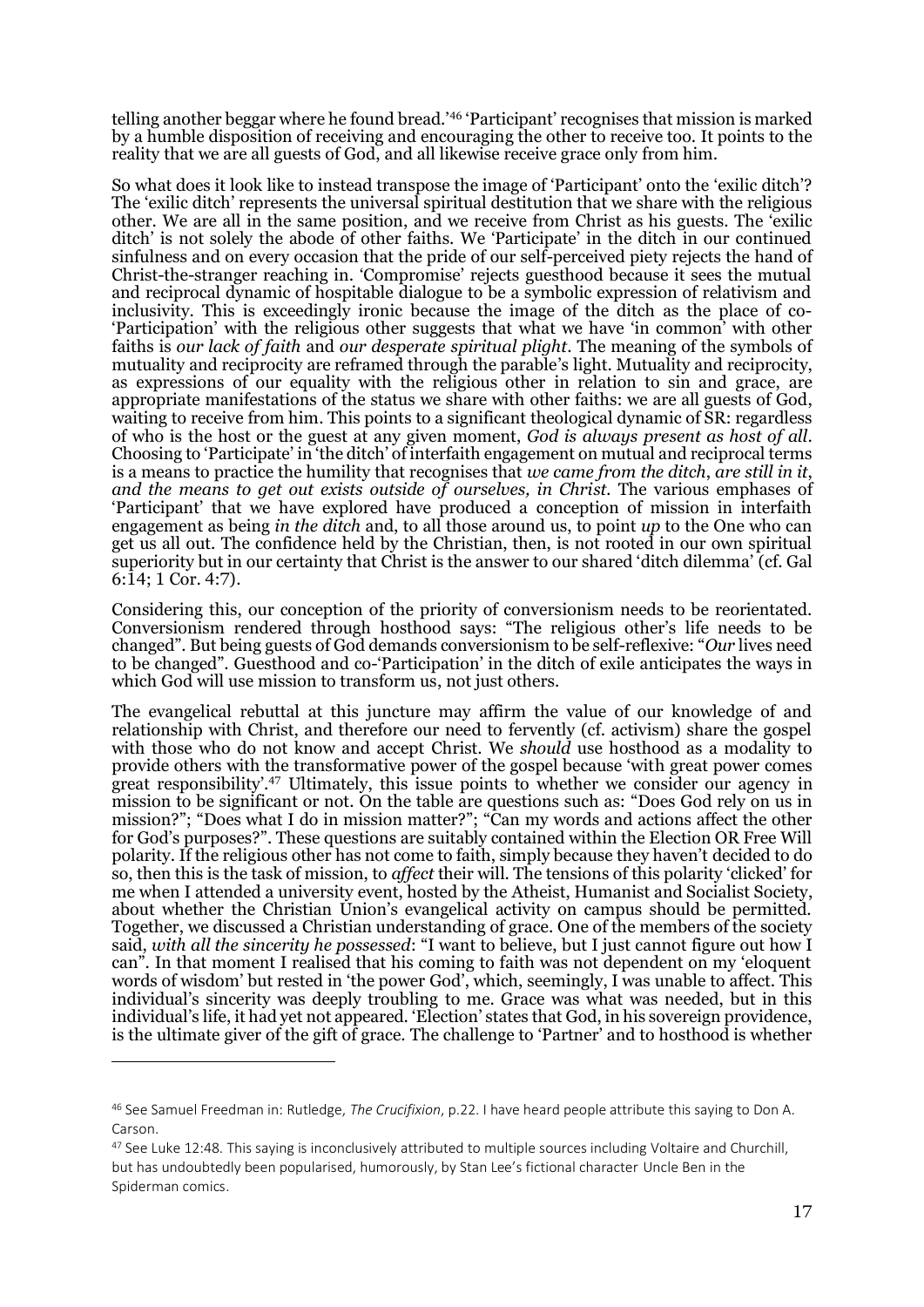telling another beggar where he found bread.'[46] 'Participant' recognises that mission is marked by a humble disposition of receiving and encouraging the other to receive too. It points to the reality that we are all guests of God, and all likewise receive grace only from him.

So what does it look like to instead transpose the image of 'Participant' onto the 'exilic ditch'? The 'exilic ditch' represents the universal spiritual destitution that we share with the religious other. We are all in the same position, and we receive from Christ as his guests. The 'exilic ditch' is not solely the abode of other faiths. We 'Participate' in the ditch in our continued sinfulness and on every occasion that the pride of our self-perceived piety rejects the hand of Christ-the-stranger reaching in. 'Compromise' rejects guesthood because it sees the mutual and reciprocal dynamic of hospitable dialogue to be a symbolic expression of relativism and inclusivity. This is exceedingly ironic because the image of the ditch as the place of co-'Participation' with the religious other suggests that what we have 'in common' with other faiths is *our lack of faith* and *our desperate spiritual plight*. The meaning of the symbols of mutuality and reciprocity are reframed through the parable's light. Mutuality and reciprocity, as expressions of our equality with the religious other in relation to sin and grace, are appropriate manifestations of the status we share with other faiths: we are all guests of God, waiting to receive from him. This points to a significant theological dynamic of SR: regardless of who is the host or the guest at any given moment, *God is always present as host of all*. Choosing to 'Participate' in 'the ditch' of interfaith engagement on mutual and reciprocal terms is a means to practice the humility that recognises that *we came from the ditch*, *are still in it*, *and the means to get out exists outside of ourselves, in Christ*. The various emphases of 'Participant' that we have explored have produced a conception of mission in interfaith engagement as being *in the ditch* and, to all those around us, to point *up* to the One who can get us all out. The confidence held by the Christian, then, is not rooted in our own spiritual superiority but in our certainty that Christ is the answer to our shared 'ditch dilemma' (cf. Gal 6:14; 1 Cor. 4:7).

Considering this, our conception of the priority of conversionism needs to be reorientated. Conversionism rendered through hosthood says: "The religious other's life needs to be changed". But being guests of God demands conversionism to be self-reflexive: "*Our* lives need to be changed". Guesthood and co-'Participation' in the ditch of exile anticipates the ways in which God will use mission to transform us, not just others.

The evangelical rebuttal at this juncture may affirm the value of our knowledge of and relationship with Christ, and therefore our need to fervently (cf. activism) share the gospel with those who do not know and accept Christ. We *should* use hosthood as a modality to provide others with the transformative power of the gospel because 'with great power comes great responsibility'.[47] Ultimately, this issue points to whether we consider our agency in mission to be significant or not. On the table are questions such as: "Does God rely on us in mission?"; "Does what I do in mission matter?"; "Can my words and actions affect the other for God's purposes?". These questions are suitably contained within the Election OR Free Will polarity. If the religious other has not come to faith, simply because they haven't decided to do so, then this is the task of mission, to *affect* their will. The tensions of this polarity 'clicked' for me when I attended a university event, hosted by the Atheist, Humanist and Socialist Society, about whether the Christian Union's evangelical activity on campus should be permitted. Together, we discussed a Christian understanding of grace. One of the members of the society said, *with all the sincerity he possessed*: "I want to believe, but I just cannot figure out how I can". In that moment I realised that his coming to faith was not dependent on my 'eloquent words of wisdom' but rested in 'the power God', which, seemingly, I was unable to affect. This individual's sincerity was deeply troubling to me. Grace was what was needed, but in this individual's life, it had yet not appeared. 'Election' states that God, in his sovereign providence, is the ultimate giver of the gift of grace. The challenge to 'Partner' and to hosthood is whether

[46] See Samuel Freedman in: Rutledge, *The Crucifixion*, p.22. I have heard people attribute this saying to Don A. Carson.

[47] See Luke 12:48. This saying is inconclusively attributed to multiple sources including Voltaire and Churchill, but has undoubtedly been popularised, humorously, by Stan Lee's fictional character Uncle Ben in the Spiderman comics.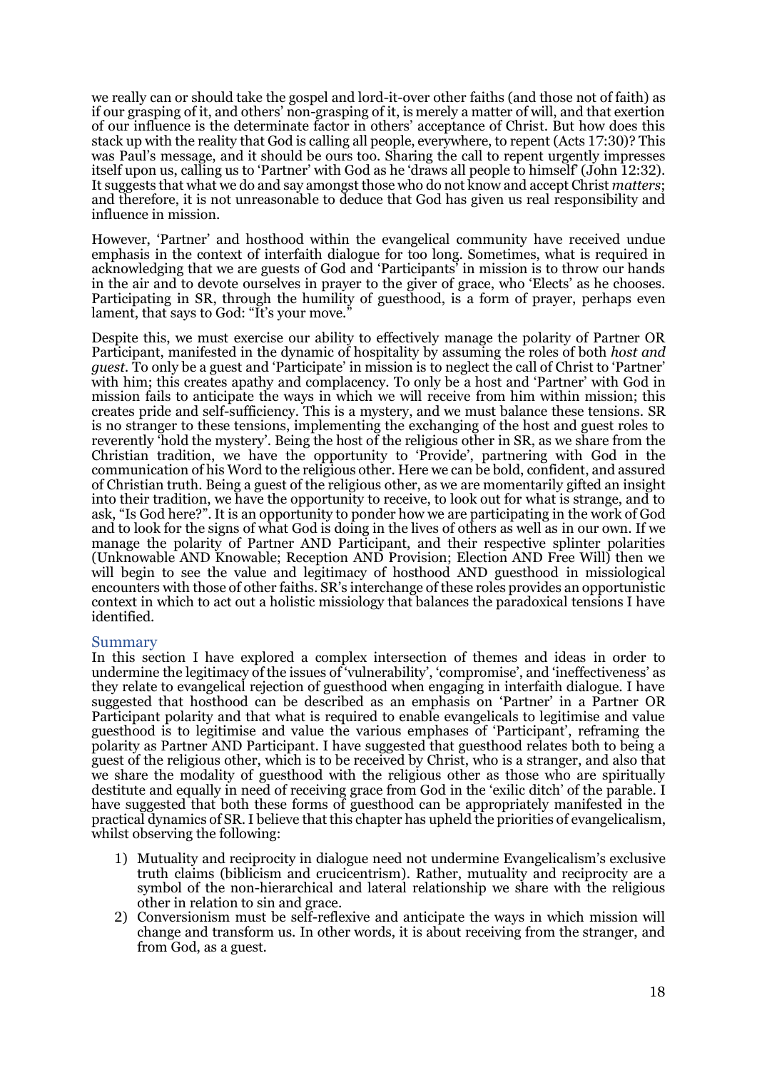we really can or should take the gospel and lord-it-over other faiths (and those not of faith) as if our grasping of it, and others' non-grasping of it, is merely a matter of will, and that exertion of our influence is the determinate factor in others' acceptance of Christ. But how does this stack up with the reality that God is calling all people, everywhere, to repent (Acts 17:30)? This was Paul's message, and it should be ours too. Sharing the call to repent urgently impresses itself upon us, calling us to 'Partner' with God as he 'draws all people to himself' (John 12:32). It suggests that what we do and say amongst those who do not know and accept Christ *matters*; and therefore, it is not unreasonable to deduce that God has given us real responsibility and influence in mission.

However, 'Partner' and hosthood within the evangelical community have received undue emphasis in the context of interfaith dialogue for too long. Sometimes, what is required in acknowledging that we are guests of God and 'Participants' in mission is to throw our hands in the air and to devote ourselves in prayer to the giver of grace, who 'Elects' as he chooses. Participating in SR, through the humility of guesthood, is a form of prayer, perhaps even lament, that says to God: "It's your move."

Despite this, we must exercise our ability to effectively manage the polarity of Partner OR Participant, manifested in the dynamic of hospitality by assuming the roles of both *host and guest*. To only be a guest and 'Participate' in mission is to neglect the call of Christ to 'Partner' with him; this creates apathy and complacency. To only be a host and 'Partner' with God in mission fails to anticipate the ways in which we will receive from him within mission; this creates pride and self-sufficiency. This is a mystery, and we must balance these tensions. SR is no stranger to these tensions, implementing the exchanging of the host and guest roles to reverently 'hold the mystery'. Being the host of the religious other in SR, as we share from the Christian tradition, we have the opportunity to 'Provide', partnering with God in the communication of his Word to the religious other. Here we can be bold, confident, and assured of Christian truth. Being a guest of the religious other, as we are momentarily gifted an insight into their tradition, we have the opportunity to receive, to look out for what is strange, and to ask, "Is God here?". It is an opportunity to ponder how we are participating in the work of God and to look for the signs of what God is doing in the lives of others as well as in our own. If we manage the polarity of Partner AND Participant, and their respective splinter polarities (Unknowable AND Knowable; Reception AND Provision; Election AND Free Will) then we will begin to see the value and legitimacy of hosthood AND guesthood in missiological encounters with those of other faiths. SR's interchange of these roles provides an opportunistic context in which to act out a holistic missiology that balances the paradoxical tensions I have identified.

## Summary

In this section I have explored a complex intersection of themes and ideas in order to undermine the legitimacy of the issues of 'vulnerability', 'compromise', and 'ineffectiveness' as they relate to evangelical rejection of guesthood when engaging in interfaith dialogue. I have suggested that hosthood can be described as an emphasis on 'Partner' in a Partner OR Participant polarity and that what is required to enable evangelicals to legitimise and value guesthood is to legitimise and value the various emphases of 'Participant', reframing the polarity as Partner AND Participant. I have suggested that guesthood relates both to being a guest of the religious other, which is to be received by Christ, who is a stranger, and also that we share the modality of guesthood with the religious other as those who are spiritually destitute and equally in need of receiving grace from God in the 'exilic ditch' of the parable. I have suggested that both these forms of guesthood can be appropriately manifested in the practical dynamics of SR. I believe that this chapter has upheld the priorities of evangelicalism, whilst observing the following:

1) Mutuality and reciprocity in dialogue need not undermine Evangelicalism's exclusive truth claims (biblicism and crucicentrism). Rather, mutuality and reciprocity are a symbol of the non-hierarchical and lateral relationship we share with the religious other in relation to sin and grace.
2) Conversionism must be self-reflexive and anticipate the ways in which mission will change and transform us. In other words, it is about receiving from the stranger, and from God, as a guest.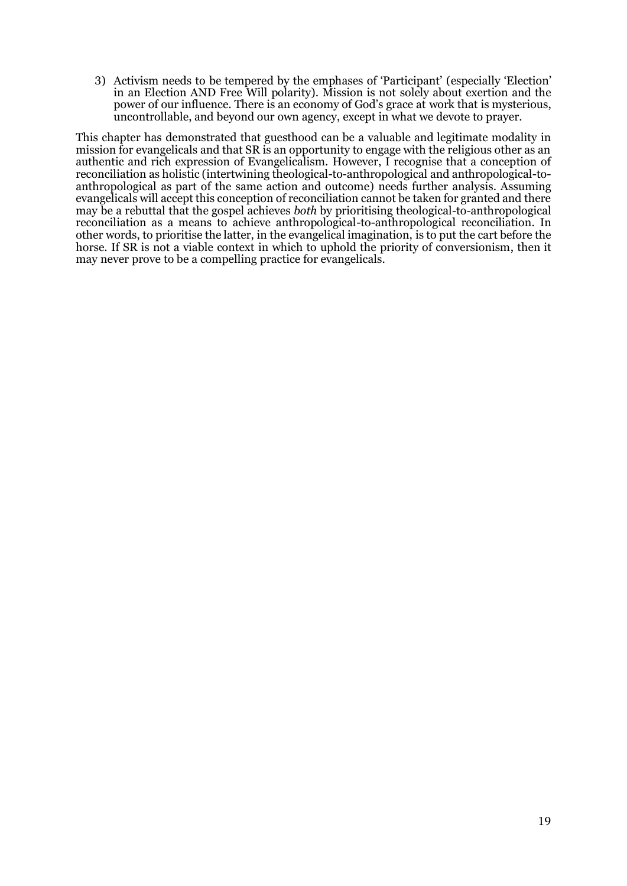3) Activism needs to be tempered by the emphases of 'Participant' (especially 'Election' in an Election AND Free Will polarity). Mission is not solely about exertion and the power of our influence. There is an economy of God's grace at work that is mysterious, uncontrollable, and beyond our own agency, except in what we devote to prayer.

This chapter has demonstrated that guesthood can be a valuable and legitimate modality in mission for evangelicals and that SR is an opportunity to engage with the religious other as an authentic and rich expression of Evangelicalism. However, I recognise that a conception of reconciliation as holistic (intertwining theological-to-anthropological and anthropological-to-anthropological as part of the same action and outcome) needs further analysis. Assuming evangelicals will accept this conception of reconciliation cannot be taken for granted and there may be a rebuttal that the gospel achieves *both* by prioritising theological-to-anthropological reconciliation as a means to achieve anthropological-to-anthropological reconciliation. In other words, to prioritise the latter, in the evangelical imagination, is to put the cart before the horse. If SR is not a viable context in which to uphold the priority of conversionism, then it may never prove to be a compelling practice for evangelicals.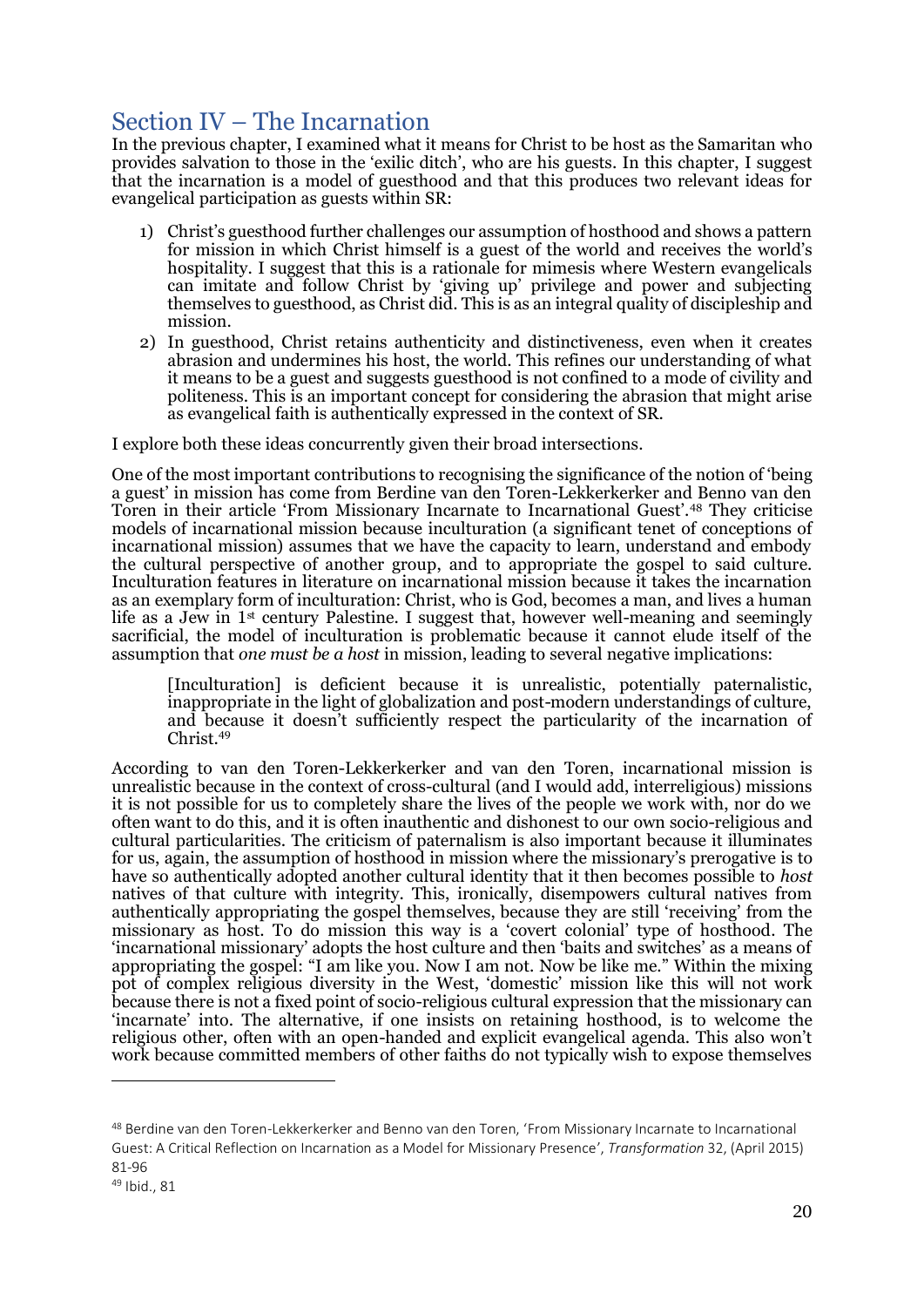## Section IV – The Incarnation

In the previous chapter, I examined what it means for Christ to be host as the Samaritan who provides salvation to those in the 'exilic ditch', who are his guests. In this chapter, I suggest that the incarnation is a model of guesthood and that this produces two relevant ideas for evangelical participation as guests within SR:

1) Christ's guesthood further challenges our assumption of hosthood and shows a pattern for mission in which Christ himself is a guest of the world and receives the world's hospitality. I suggest that this is a rationale for mimesis where Western evangelicals can imitate and follow Christ by 'giving up' privilege and power and subjecting themselves to guesthood, as Christ did. This is as an integral quality of discipleship and mission.
2) In guesthood, Christ retains authenticity and distinctiveness, even when it creates abrasion and undermines his host, the world. This refines our understanding of what it means to be a guest and suggests guesthood is not confined to a mode of civility and politeness. This is an important concept for considering the abrasion that might arise as evangelical faith is authentically expressed in the context of SR.

I explore both these ideas concurrently given their broad intersections.

One of the most important contributions to recognising the significance of the notion of 'being a guest' in mission has come from Berdine van den Toren-Lekkerkerker and Benno van den Toren in their article 'From Missionary Incarnate to Incarnational Guest'.[48] They criticise models of incarnational mission because inculturation (a significant tenet of conceptions of incarnational mission) assumes that we have the capacity to learn, understand and embody the cultural perspective of another group, and to appropriate the gospel to said culture. Inculturation features in literature on incarnational mission because it takes the incarnation as an exemplary form of inculturation: Christ, who is God, becomes a man, and lives a human life as a Jew in 1st century Palestine. I suggest that, however well-meaning and seemingly sacrificial, the model of inculturation is problematic because it cannot elude itself of the assumption that *one must be a host* in mission, leading to several negative implications:

> [Inculturation] is deficient because it is unrealistic, potentially paternalistic, inappropriate in the light of globalization and post-modern understandings of culture, and because it doesn't sufficiently respect the particularity of the incarnation of Christ.[49]

According to van den Toren-Lekkerkerker and van den Toren, incarnational mission is unrealistic because in the context of cross-cultural (and I would add, interreligious) missions it is not possible for us to completely share the lives of the people we work with, nor do we often want to do this, and it is often inauthentic and dishonest to our own socio-religious and cultural particularities. The criticism of paternalism is also important because it illuminates for us, again, the assumption of hosthood in mission where the missionary's prerogative is to have so authentically adopted another cultural identity that it then becomes possible to *host* natives of that culture with integrity. This, ironically, disempowers cultural natives from authentically appropriating the gospel themselves, because they are still 'receiving' from the missionary as host. To do mission this way is a 'covert colonial' type of hosthood. The 'incarnational missionary' adopts the host culture and then 'baits and switches' as a means of appropriating the gospel: "I am like you. Now I am not. Now be like me." Within the mixing pot of complex religious diversity in the West, 'domestic' mission like this will not work because there is not a fixed point of socio-religious cultural expression that the missionary can 'incarnate' into. The alternative, if one insists on retaining hosthood, is to welcome the religious other, often with an open-handed and explicit evangelical agenda. This also won't work because committed members of other faiths do not typically wish to expose themselves

---

[48] Berdine van den Toren-Lekkerkerker and Benno van den Toren, 'From Missionary Incarnate to Incarnational Guest: A Critical Reflection on Incarnation as a Model for Missionary Presence', *Transformation* 32, (April 2015) 81-96

[49] Ibid., 81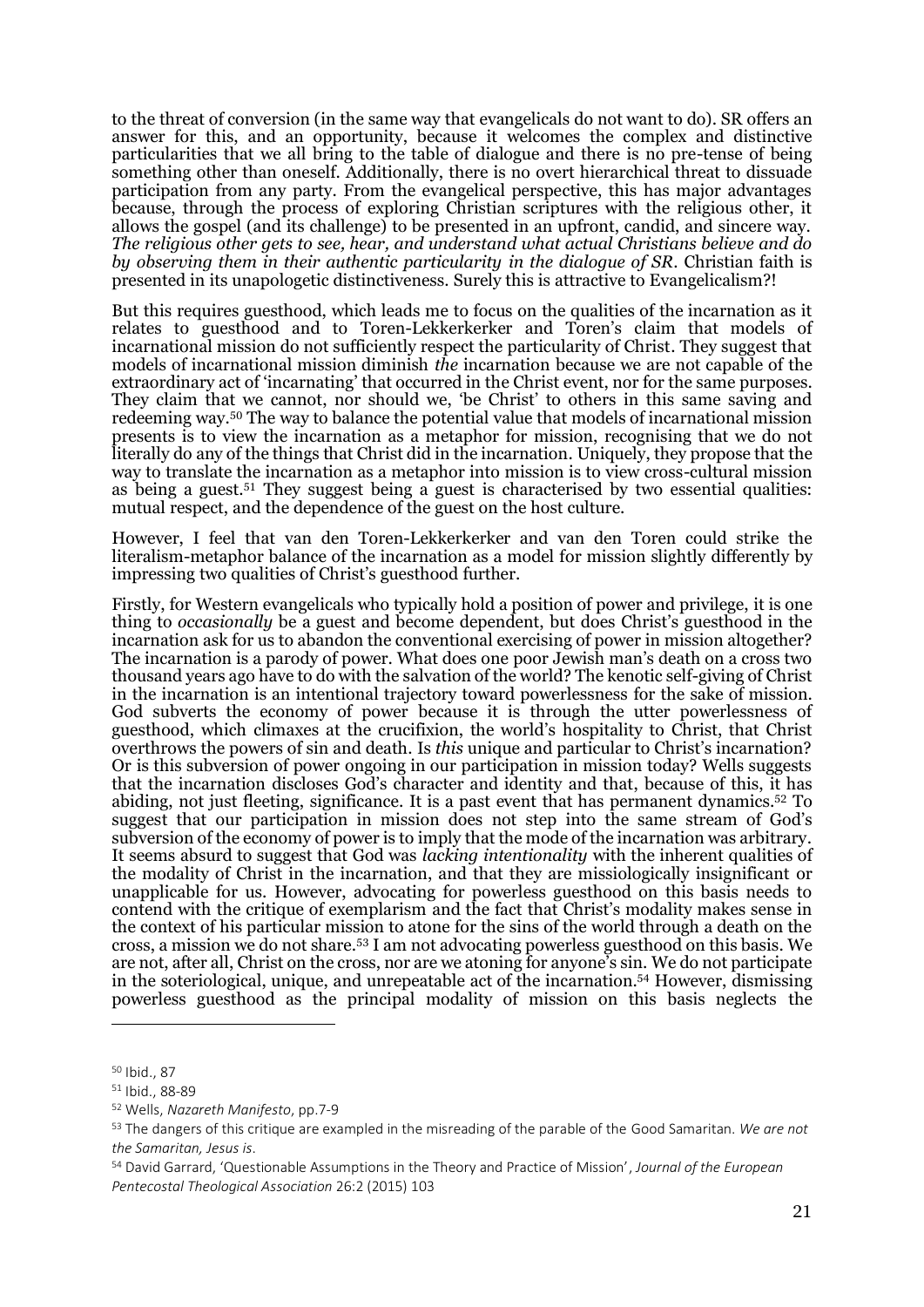to the threat of conversion (in the same way that evangelicals do not want to do). SR offers an answer for this, and an opportunity, because it welcomes the complex and distinctive particularities that we all bring to the table of dialogue and there is no pre-tense of being something other than oneself. Additionally, there is no overt hierarchical threat to dissuade participation from any party. From the evangelical perspective, this has major advantages because, through the process of exploring Christian scriptures with the religious other, it allows the gospel (and its challenge) to be presented in an upfront, candid, and sincere way. *The religious other gets to see, hear, and understand what actual Christians believe and do by observing them in their authentic particularity in the dialogue of SR*. Christian faith is presented in its unapologetic distinctiveness. Surely this is attractive to Evangelicalism?!

But this requires guesthood, which leads me to focus on the qualities of the incarnation as it relates to guesthood and to Toren-Lekkerkerker and Toren's claim that models of incarnational mission do not sufficiently respect the particularity of Christ. They suggest that models of incarnational mission diminish *the* incarnation because we are not capable of the extraordinary act of 'incarnating' that occurred in the Christ event, nor for the same purposes. They claim that we cannot, nor should we, 'be Christ' to others in this same saving and redeeming way.[50] The way to balance the potential value that models of incarnational mission presents is to view the incarnation as a metaphor for mission, recognising that we do not literally do any of the things that Christ did in the incarnation. Uniquely, they propose that the way to translate the incarnation as a metaphor into mission is to view cross-cultural mission as being a guest.[51] They suggest being a guest is characterised by two essential qualities: mutual respect, and the dependence of the guest on the host culture.

However, I feel that van den Toren-Lekkerkerker and van den Toren could strike the literalism-metaphor balance of the incarnation as a model for mission slightly differently by impressing two qualities of Christ's guesthood further.

Firstly, for Western evangelicals who typically hold a position of power and privilege, it is one thing to *occasionally* be a guest and become dependent, but does Christ's guesthood in the incarnation ask for us to abandon the conventional exercising of power in mission altogether? The incarnation is a parody of power. What does one poor Jewish man's death on a cross two thousand years ago have to do with the salvation of the world? The kenotic self-giving of Christ in the incarnation is an intentional trajectory toward powerlessness for the sake of mission. God subverts the economy of power because it is through the utter powerlessness of guesthood, which climaxes at the crucifixion, the world's hospitality to Christ, that Christ overthrows the powers of sin and death. Is *this* unique and particular to Christ's incarnation? Or is this subversion of power ongoing in our participation in mission today? Wells suggests that the incarnation discloses God's character and identity and that, because of this, it has abiding, not just fleeting, significance. It is a past event that has permanent dynamics.[52] To suggest that our participation in mission does not step into the same stream of God's subversion of the economy of power is to imply that the mode of the incarnation was arbitrary. It seems absurd to suggest that God was *lacking intentionality* with the inherent qualities of the modality of Christ in the incarnation, and that they are missiologically insignificant or unapplicable for us. However, advocating for powerless guesthood on this basis needs to contend with the critique of exemplarism and the fact that Christ's modality makes sense in the context of his particular mission to atone for the sins of the world through a death on the cross, a mission we do not share.[53] I am not advocating powerless guesthood on this basis. We are not, after all, Christ on the cross, nor are we atoning for anyone's sin. We do not participate in the soteriological, unique, and unrepeatable act of the incarnation.[54] However, dismissing powerless guesthood as the principal modality of mission on this basis neglects the

---

[50] Ibid., 87

[51] Ibid., 88-89

[52] Wells, *Nazareth Manifesto*, pp.7-9

[53] The dangers of this critique are exampled in the misreading of the parable of the Good Samaritan. *We are not the Samaritan, Jesus is*.

[54] David Garrard, 'Questionable Assumptions in the Theory and Practice of Mission', *Journal of the European Pentecostal Theological Association* 26:2 (2015) 103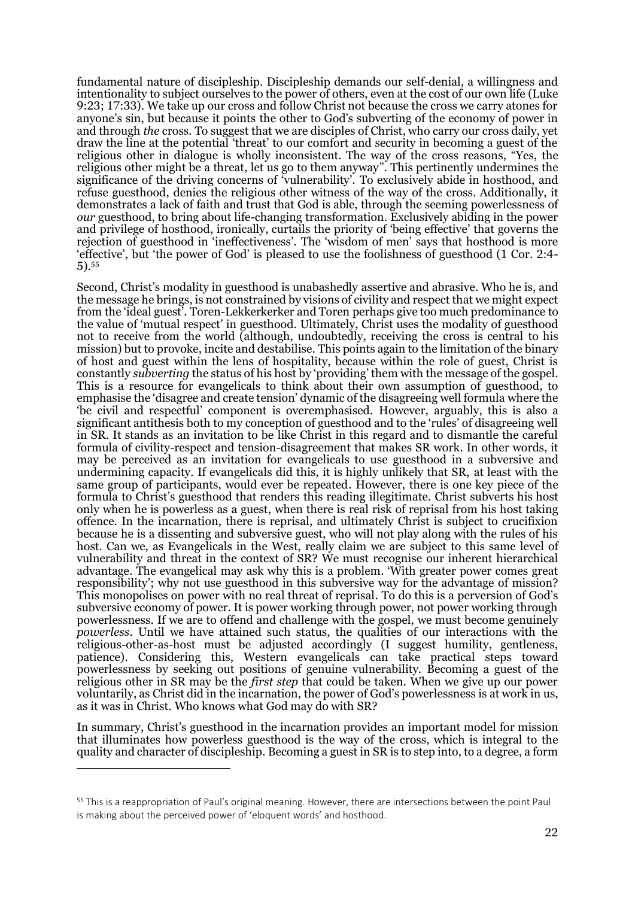fundamental nature of discipleship. Discipleship demands our self-denial, a willingness and intentionality to subject ourselves to the power of others, even at the cost of our own life (Luke 9:23; 17:33). We take up our cross and follow Christ not because the cross we carry atones for anyone's sin, but because it points the other to God's subverting of the economy of power in and through *the* cross. To suggest that we are disciples of Christ, who carry our cross daily, yet draw the line at the potential 'threat' to our comfort and security in becoming a guest of the religious other in dialogue is wholly inconsistent. The way of the cross reasons, "Yes, the religious other might be a threat, let us go to them anyway". This pertinently undermines the significance of the driving concerns of 'vulnerability'. To exclusively abide in hosthood, and refuse guesthood, denies the religious other witness of the way of the cross. Additionally, it demonstrates a lack of faith and trust that God is able, through the seeming powerlessness of *our* guesthood, to bring about life-changing transformation. Exclusively abiding in the power and privilege of hosthood, ironically, curtails the priority of 'being effective' that governs the rejection of guesthood in 'ineffectiveness'. The 'wisdom of men' says that hosthood is more 'effective', but 'the power of God' is pleased to use the foolishness of guesthood (1 Cor. 2:4-5).[55]

Second, Christ's modality in guesthood is unabashedly assertive and abrasive. Who he is, and the message he brings, is not constrained by visions of civility and respect that we might expect from the 'ideal guest'. Toren-Lekkerkerker and Toren perhaps give too much predominance to the value of 'mutual respect' in guesthood. Ultimately, Christ uses the modality of guesthood not to receive from the world (although, undoubtedly, receiving the cross is central to his mission) but to provoke, incite and destabilise. This points again to the limitation of the binary of host and guest within the lens of hospitality, because within the role of guest, Christ is constantly *subverting* the status of his host by 'providing' them with the message of the gospel. This is a resource for evangelicals to think about their own assumption of guesthood, to emphasise the 'disagree and create tension' dynamic of the disagreeing well formula where the 'be civil and respectful' component is overemphasised. However, arguably, this is also a significant antithesis both to my conception of guesthood and to the 'rules' of disagreeing well in SR. It stands as an invitation to be like Christ in this regard and to dismantle the careful formula of civility-respect and tension-disagreement that makes SR work. In other words, it may be perceived as an invitation for evangelicals to use guesthood in a subversive and undermining capacity. If evangelicals did this, it is highly unlikely that SR, at least with the same group of participants, would ever be repeated. However, there is one key piece of the formula to Christ's guesthood that renders this reading illegitimate. Christ subverts his host only when he is powerless as a guest, when there is real risk of reprisal from his host taking offence. In the incarnation, there is reprisal, and ultimately Christ is subject to crucifixion because he is a dissenting and subversive guest, who will not play along with the rules of his host. Can we, as Evangelicals in the West, really claim we are subject to this same level of vulnerability and threat in the context of SR? We must recognise our inherent hierarchical advantage. The evangelical may ask why this is a problem. 'With greater power comes great responsibility'; why not use guesthood in this subversive way for the advantage of mission? This monopolises on power with no real threat of reprisal. To do this is a perversion of God's subversive economy of power. It is power working through power, not power working through powerlessness. If we are to offend and challenge with the gospel, we must become genuinely *powerless*. Until we have attained such status, the qualities of our interactions with the religious-other-as-host must be adjusted accordingly (I suggest humility, gentleness, patience). Considering this, Western evangelicals can take practical steps toward powerlessness by seeking out positions of genuine vulnerability. Becoming a guest of the religious other in SR may be the *first step* that could be taken. When we give up our power voluntarily, as Christ did in the incarnation, the power of God's powerlessness is at work in us, as it was in Christ. Who knows what God may do with SR?

In summary, Christ's guesthood in the incarnation provides an important model for mission that illuminates how powerless guesthood is the way of the cross, which is integral to the quality and character of discipleship. Becoming a guest in SR is to step into, to a degree, a form

[55] This is a reappropriation of Paul's original meaning. However, there are intersections between the point Paul is making about the perceived power of 'eloquent words' and hosthood.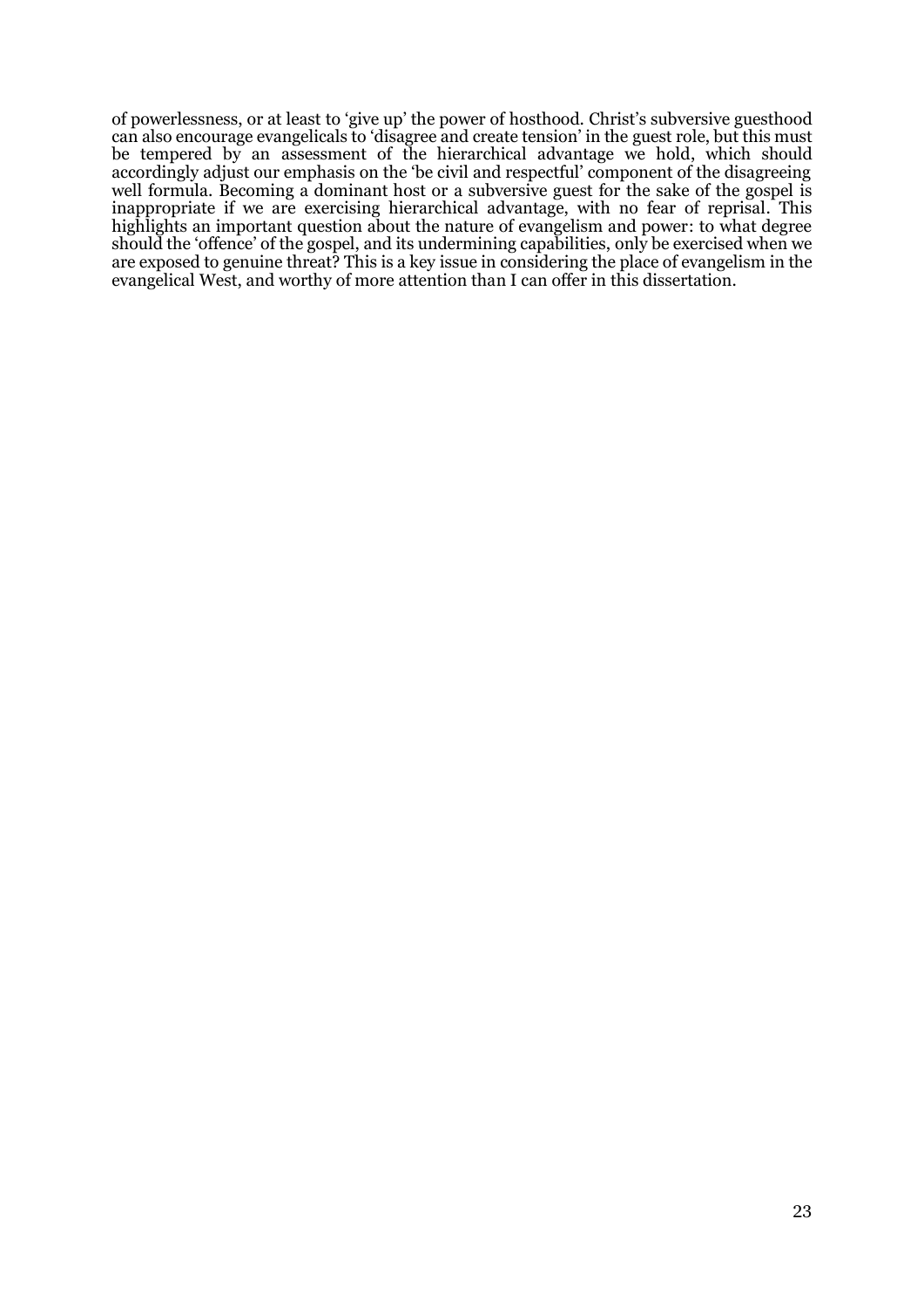of powerlessness, or at least to 'give up' the power of hosthood. Christ's subversive guesthood can also encourage evangelicals to 'disagree and create tension' in the guest role, but this must be tempered by an assessment of the hierarchical advantage we hold, which should accordingly adjust our emphasis on the 'be civil and respectful' component of the disagreeing well formula. Becoming a dominant host or a subversive guest for the sake of the gospel is inappropriate if we are exercising hierarchical advantage, with no fear of reprisal. This highlights an important question about the nature of evangelism and power: to what degree should the 'offence' of the gospel, and its undermining capabilities, only be exercised when we are exposed to genuine threat? This is a key issue in considering the place of evangelism in the evangelical West, and worthy of more attention than I can offer in this dissertation.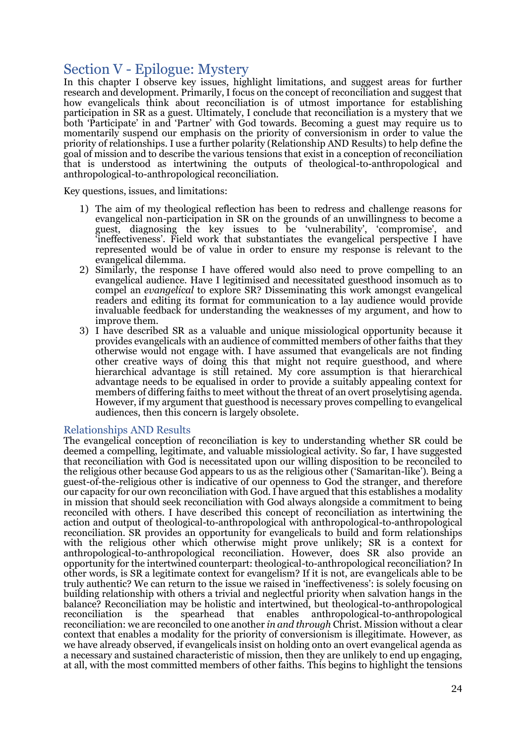## Section V - Epilogue: Mystery

In this chapter I observe key issues, highlight limitations, and suggest areas for further research and development. Primarily, I focus on the concept of reconciliation and suggest that how evangelicals think about reconciliation is of utmost importance for establishing participation in SR as a guest. Ultimately, I conclude that reconciliation is a mystery that we both 'Participate' in and 'Partner' with God towards. Becoming a guest may require us to momentarily suspend our emphasis on the priority of conversionism in order to value the priority of relationships. I use a further polarity (Relationship AND Results) to help define the goal of mission and to describe the various tensions that exist in a conception of reconciliation that is understood as intertwining the outputs of theological-to-anthropological and anthropological-to-anthropological reconciliation.

Key questions, issues, and limitations:

1) The aim of my theological reflection has been to redress and challenge reasons for evangelical non-participation in SR on the grounds of an unwillingness to become a guest, diagnosing the key issues to be 'vulnerability', 'compromise', and 'ineffectiveness'. Field work that substantiates the evangelical perspective I have represented would be of value in order to ensure my response is relevant to the evangelical dilemma.
2) Similarly, the response I have offered would also need to prove compelling to an evangelical audience. Have I legitimised and necessitated guesthood insomuch as to compel an *evangelical* to explore SR? Disseminating this work amongst evangelical readers and editing its format for communication to a lay audience would provide invaluable feedback for understanding the weaknesses of my argument, and how to improve them.
3) I have described SR as a valuable and unique missiological opportunity because it provides evangelicals with an audience of committed members of other faiths that they otherwise would not engage with. I have assumed that evangelicals are not finding other creative ways of doing this that might not require guesthood, and where hierarchical advantage is still retained. My core assumption is that hierarchical advantage needs to be equalised in order to provide a suitably appealing context for members of differing faiths to meet without the threat of an overt proselytising agenda. However, if my argument that guesthood is necessary proves compelling to evangelical audiences, then this concern is largely obsolete.

### Relationships AND Results

The evangelical conception of reconciliation is key to understanding whether SR could be deemed a compelling, legitimate, and valuable missiological activity. So far, I have suggested that reconciliation with God is necessitated upon our willing disposition to be reconciled to the religious other because God appears to us as the religious other ('Samaritan-like'). Being a guest-of-the-religious other is indicative of our openness to God the stranger, and therefore our capacity for our own reconciliation with God. I have argued that this establishes a modality in mission that should seek reconciliation with God always alongside a commitment to being reconciled with others. I have described this concept of reconciliation as intertwining the action and output of theological-to-anthropological with anthropological-to-anthropological reconciliation. SR provides an opportunity for evangelicals to build and form relationships with the religious other which otherwise might prove unlikely; SR is a context for anthropological-to-anthropological reconciliation. However, does SR also provide an opportunity for the intertwined counterpart: theological-to-anthropological reconciliation? In other words, is SR a legitimate context for evangelism? If it is not, are evangelicals able to be truly authentic? We can return to the issue we raised in 'ineffectiveness': is solely focusing on building relationship with others a trivial and neglectful priority when salvation hangs in the balance? Reconciliation may be holistic and intertwined, but theological-to-anthropological reconciliation is the spearhead that enables anthropological-to-anthropological reconciliation: we are reconciled to one another *in and through* Christ. Mission without a clear context that enables a modality for the priority of conversionism is illegitimate. However, as we have already observed, if evangelicals insist on holding onto an overt evangelical agenda as a necessary and sustained characteristic of mission, then they are unlikely to end up engaging, at all, with the most committed members of other faiths. This begins to highlight the tensions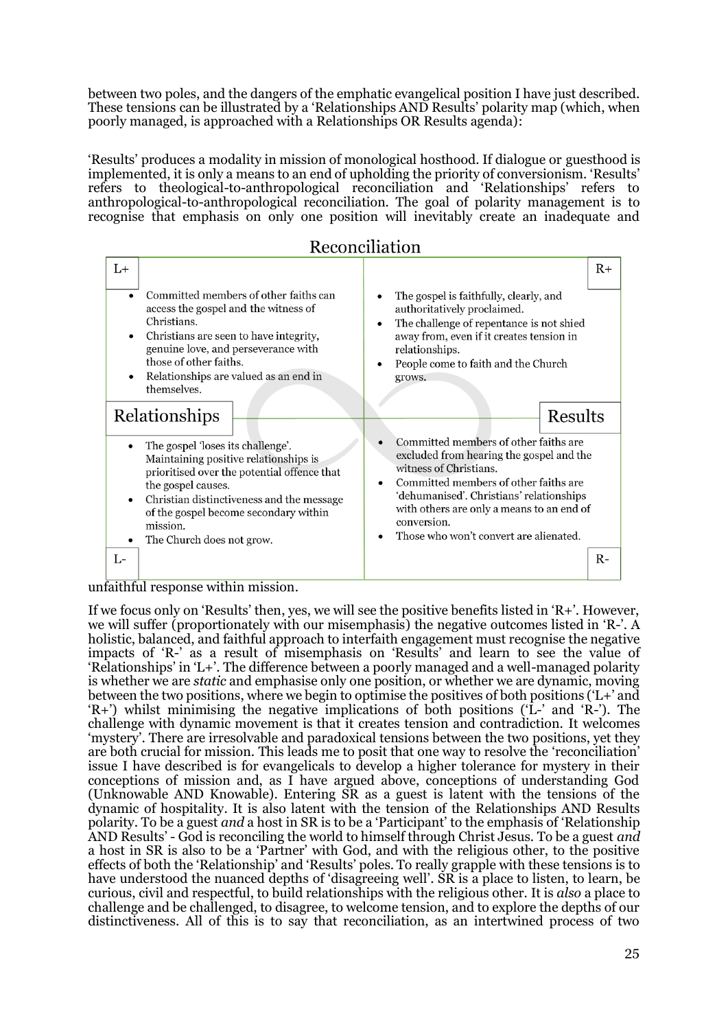between two poles, and the dangers of the emphatic evangelical position I have just described. These tensions can be illustrated by a 'Relationships AND Results' polarity map (which, when poorly managed, is approached with a Relationships OR Results agenda):

'Results' produces a modality in mission of monological hosthood. If dialogue or guesthood is implemented, it is only a means to an end of upholding the priority of conversionism. 'Results' refers to theological-to-anthropological reconciliation and 'Relationships' refers to anthropological-to-anthropological reconciliation. The goal of polarity management is to recognise that emphasis on only one position will inevitably create an inadequate and unfaithful response within mission.

**Reconciliation**

| Relationships | Results |
|---|---|
| **L+** | **R+** |
| • Committed members of other faiths can access the gospel and the witness of Christians.<br>• Christians are seen to have integrity, genuine love, and perseverance with those of other faiths.<br>• Relationships are valued as an end in themselves. | • The gospel is faithfully, clearly, and authoritatively proclaimed.<br>• The challenge of repentance is not shied away from, even if it creates tension in relationships.<br>• People come to faith and the Church grows. |
| • The gospel 'loses its challenge'. Maintaining positive relationships is prioritised over the potential offence that the gospel causes.<br>• Christian distinctiveness and the message of the gospel become secondary within mission.<br>• The Church does not grow. | • Committed members of other faiths are excluded from hearing the gospel and the witness of Christians.<br>• Committed members of other faiths are 'dehumanised'. Christians' relationships with others are only a means to an end of conversion.<br>• Those who won't convert are alienated. |
| **L-** | **R-** |

If we focus only on 'Results' then, yes, we will see the positive benefits listed in 'R+'. However, we will suffer (proportionately with our misemphasis) the negative outcomes listed in 'R-'. A holistic, balanced, and faithful approach to interfaith engagement must recognise the negative impacts of 'R-' as a result of misemphasis on 'Results' and learn to see the value of 'Relationships' in 'L+'. The difference between a poorly managed and a well-managed polarity is whether we are *static* and emphasise only one position, or whether we are dynamic, moving between the two positions, where we begin to optimise the positives of both positions ('L+' and 'R+') whilst minimising the negative implications of both positions ('L-' and 'R-'). The challenge with dynamic movement is that it creates tension and contradiction. It welcomes 'mystery'. There are irresolvable and paradoxical tensions between the two positions, yet they are both crucial for mission. This leads me to posit that one way to resolve the 'reconciliation' issue I have described is for evangelicals to develop a higher tolerance for mystery in their conceptions of mission and, as I have argued above, conceptions of understanding God (Unknowable AND Knowable). Entering SR as a guest is latent with the tensions of the dynamic of hospitality. It is also latent with the tension of the Relationships AND Results polarity. To be a guest *and* a host in SR is to be a 'Participant' to the emphasis of 'Relationship AND Results' - God is reconciling the world to himself through Christ Jesus. To be a guest *and* a host in SR is also to be a 'Partner' with God, and with the religious other, to the positive effects of both the 'Relationship' and 'Results' poles. To really grapple with these tensions is to have understood the nuanced depths of 'disagreeing well'. SR is a place to listen, to learn, be curious, civil and respectful, to build relationships with the religious other. It is *also* a place to challenge and be challenged, to disagree, to welcome tension, and to explore the depths of our distinctiveness. All of this is to say that reconciliation, as an intertwined process of two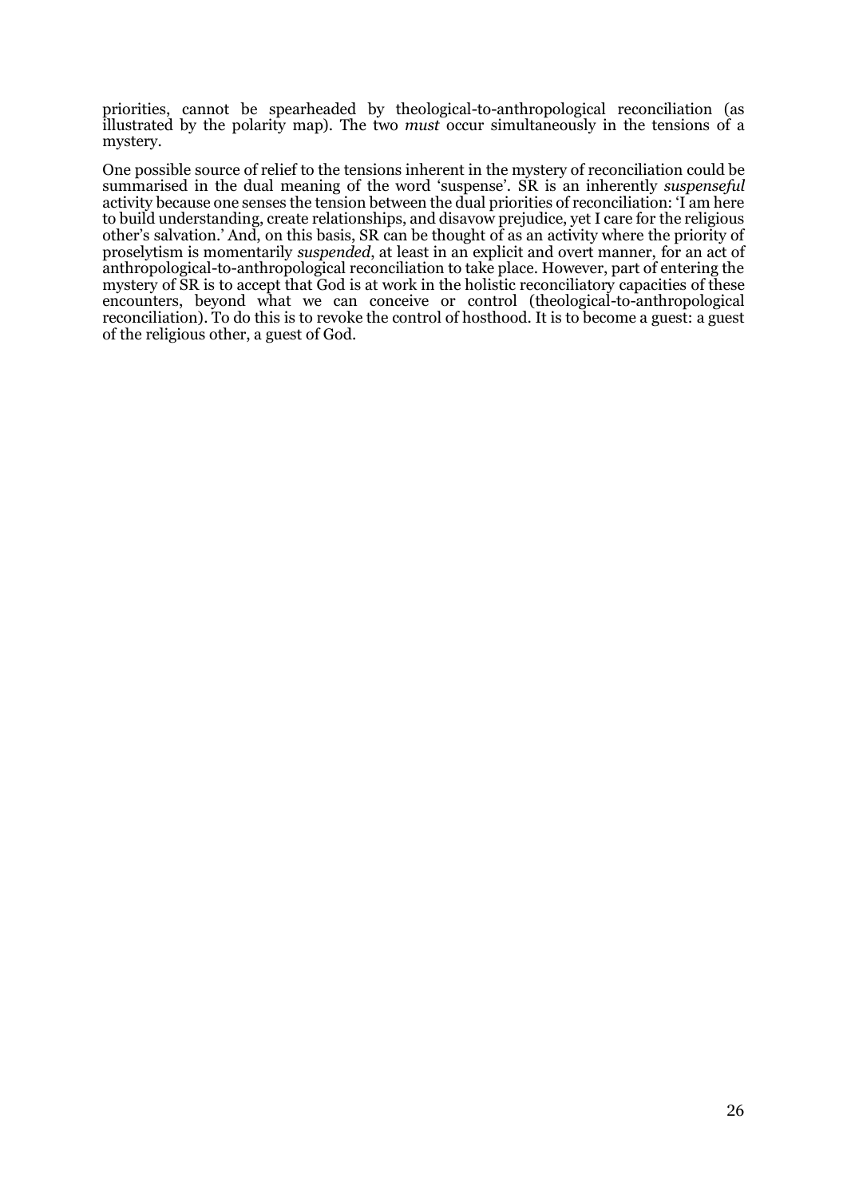priorities, cannot be spearheaded by theological-to-anthropological reconciliation (as illustrated by the polarity map). The two *must* occur simultaneously in the tensions of a mystery.

One possible source of relief to the tensions inherent in the mystery of reconciliation could be summarised in the dual meaning of the word 'suspense'. SR is an inherently *suspenseful* activity because one senses the tension between the dual priorities of reconciliation: 'I am here to build understanding, create relationships, and disavow prejudice, yet I care for the religious other's salvation.' And, on this basis, SR can be thought of as an activity where the priority of proselytism is momentarily *suspended*, at least in an explicit and overt manner, for an act of anthropological-to-anthropological reconciliation to take place. However, part of entering the mystery of SR is to accept that God is at work in the holistic reconciliatory capacities of these encounters, beyond what we can conceive or control (theological-to-anthropological reconciliation). To do this is to revoke the control of hosthood. It is to become a guest: a guest of the religious other, a guest of God.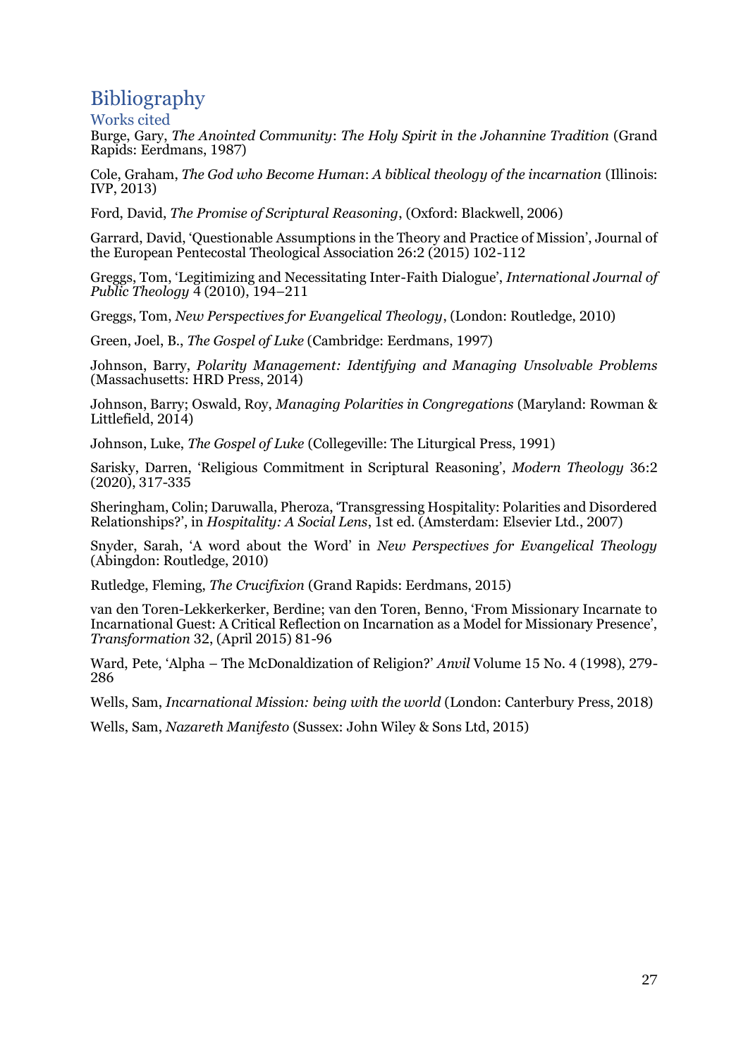# Bibliography

## Works cited

Burge, Gary, *The Anointed Community*: *The Holy Spirit in the Johannine Tradition* (Grand Rapids: Eerdmans, 1987)

Cole, Graham, *The God who Become Human*: *A biblical theology of the incarnation* (Illinois: IVP, 2013)

Ford, David, *The Promise of Scriptural Reasoning*, (Oxford: Blackwell, 2006)

Garrard, David, 'Questionable Assumptions in the Theory and Practice of Mission', Journal of the European Pentecostal Theological Association 26:2 (2015) 102-112

Greggs, Tom, 'Legitimizing and Necessitating Inter-Faith Dialogue', *International Journal of Public Theology* 4 (2010), 194–211

Greggs, Tom, *New Perspectives for Evangelical Theology*, (London: Routledge, 2010)

Green, Joel, B., *The Gospel of Luke* (Cambridge: Eerdmans, 1997)

Johnson, Barry, *Polarity Management: Identifying and Managing Unsolvable Problems* (Massachusetts: HRD Press, 2014)

Johnson, Barry; Oswald, Roy, *Managing Polarities in Congregations* (Maryland: Rowman & Littlefield, 2014)

Johnson, Luke, *The Gospel of Luke* (Collegeville: The Liturgical Press, 1991)

Sarisky, Darren, 'Religious Commitment in Scriptural Reasoning', *Modern Theology* 36:2 (2020), 317-335

Sheringham, Colin; Daruwalla, Pheroza, 'Transgressing Hospitality: Polarities and Disordered Relationships?', in *Hospitality: A Social Lens*, 1st ed. (Amsterdam: Elsevier Ltd., 2007)

Snyder, Sarah, 'A word about the Word' in *New Perspectives for Evangelical Theology* (Abingdon: Routledge, 2010)

Rutledge, Fleming, *The Crucifixion* (Grand Rapids: Eerdmans, 2015)

van den Toren-Lekkerkerker, Berdine; van den Toren, Benno, 'From Missionary Incarnate to Incarnational Guest: A Critical Reflection on Incarnation as a Model for Missionary Presence', *Transformation* 32, (April 2015) 81-96

Ward, Pete, 'Alpha – The McDonaldization of Religion?' *Anvil* Volume 15 No. 4 (1998), 279-286

Wells, Sam, *Incarnational Mission: being with the world* (London: Canterbury Press, 2018)

Wells, Sam, *Nazareth Manifesto* (Sussex: John Wiley & Sons Ltd, 2015)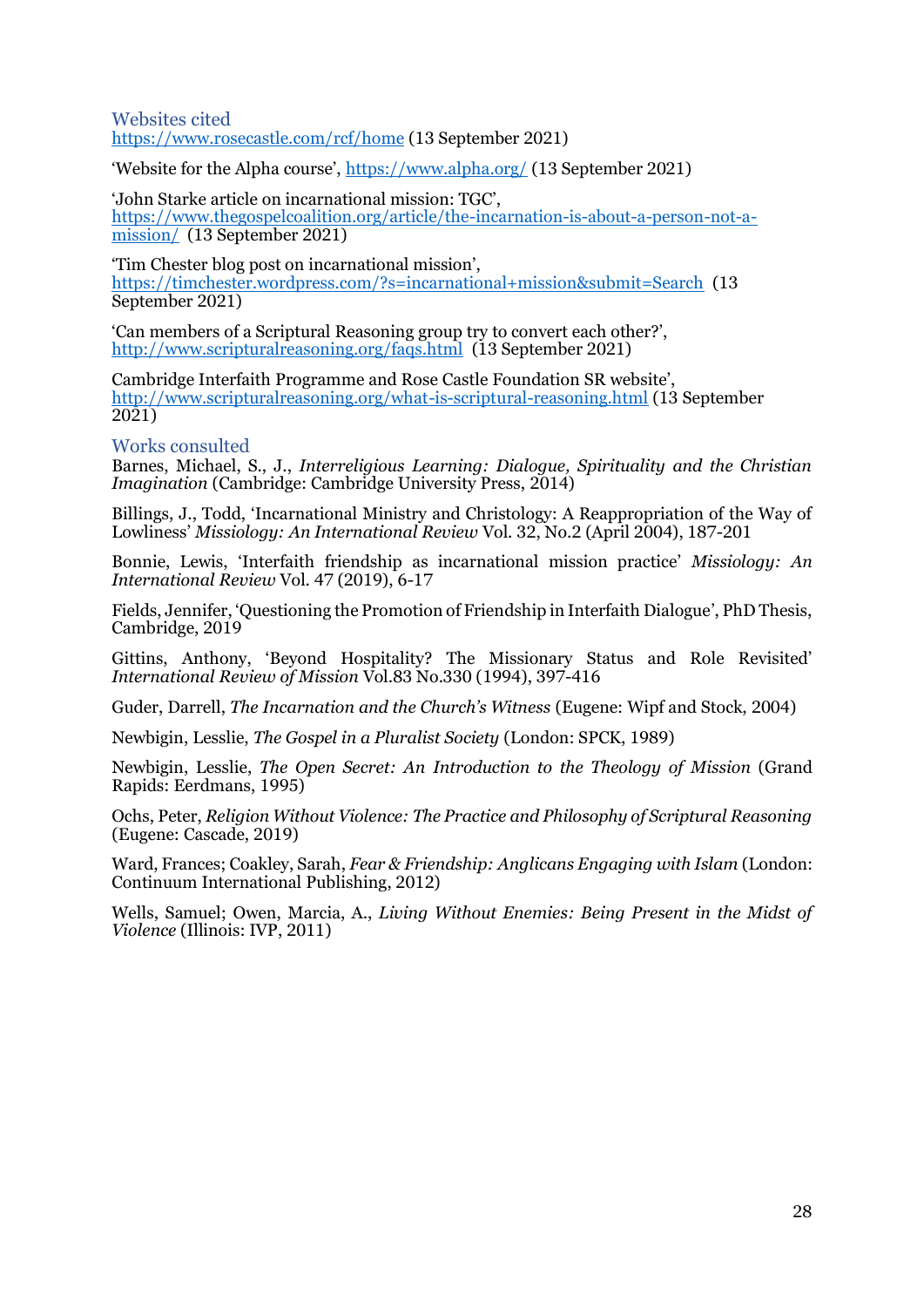## Websites cited

https://www.rosecastle.com/rcf/home (13 September 2021)

'Website for the Alpha course', https://www.alpha.org/ (13 September 2021)

'John Starke article on incarnational mission: TGC', https://www.thegospelcoalition.org/article/the-incarnation-is-about-a-person-not-a-mission/ (13 September 2021)

'Tim Chester blog post on incarnational mission', https://timchester.wordpress.com/?s=incarnational+mission&submit=Search (13 September 2021)

'Can members of a Scriptural Reasoning group try to convert each other?', http://www.scripturalreasoning.org/faqs.html (13 September 2021)

Cambridge Interfaith Programme and Rose Castle Foundation SR website', http://www.scripturalreasoning.org/what-is-scriptural-reasoning.html (13 September 2021)

## Works consulted

Barnes, Michael, S., J., *Interreligious Learning: Dialogue, Spirituality and the Christian Imagination* (Cambridge: Cambridge University Press, 2014)

Billings, J., Todd, 'Incarnational Ministry and Christology: A Reappropriation of the Way of Lowliness' *Missiology: An International Review* Vol. 32, No.2 (April 2004), 187-201

Bonnie, Lewis, 'Interfaith friendship as incarnational mission practice' *Missiology: An International Review* Vol. 47 (2019), 6-17

Fields, Jennifer, 'Questioning the Promotion of Friendship in Interfaith Dialogue', PhD Thesis, Cambridge, 2019

Gittins, Anthony, 'Beyond Hospitality? The Missionary Status and Role Revisited' *International Review of Mission* Vol.83 No.330 (1994), 397-416

Guder, Darrell, *The Incarnation and the Church's Witness* (Eugene: Wipf and Stock, 2004)

Newbigin, Lesslie, *The Gospel in a Pluralist Society* (London: SPCK, 1989)

Newbigin, Lesslie, *The Open Secret: An Introduction to the Theology of Mission* (Grand Rapids: Eerdmans, 1995)

Ochs, Peter, *Religion Without Violence: The Practice and Philosophy of Scriptural Reasoning* (Eugene: Cascade, 2019)

Ward, Frances; Coakley, Sarah, *Fear & Friendship: Anglicans Engaging with Islam* (London: Continuum International Publishing, 2012)

Wells, Samuel; Owen, Marcia, A., *Living Without Enemies: Being Present in the Midst of Violence* (Illinois: IVP, 2011)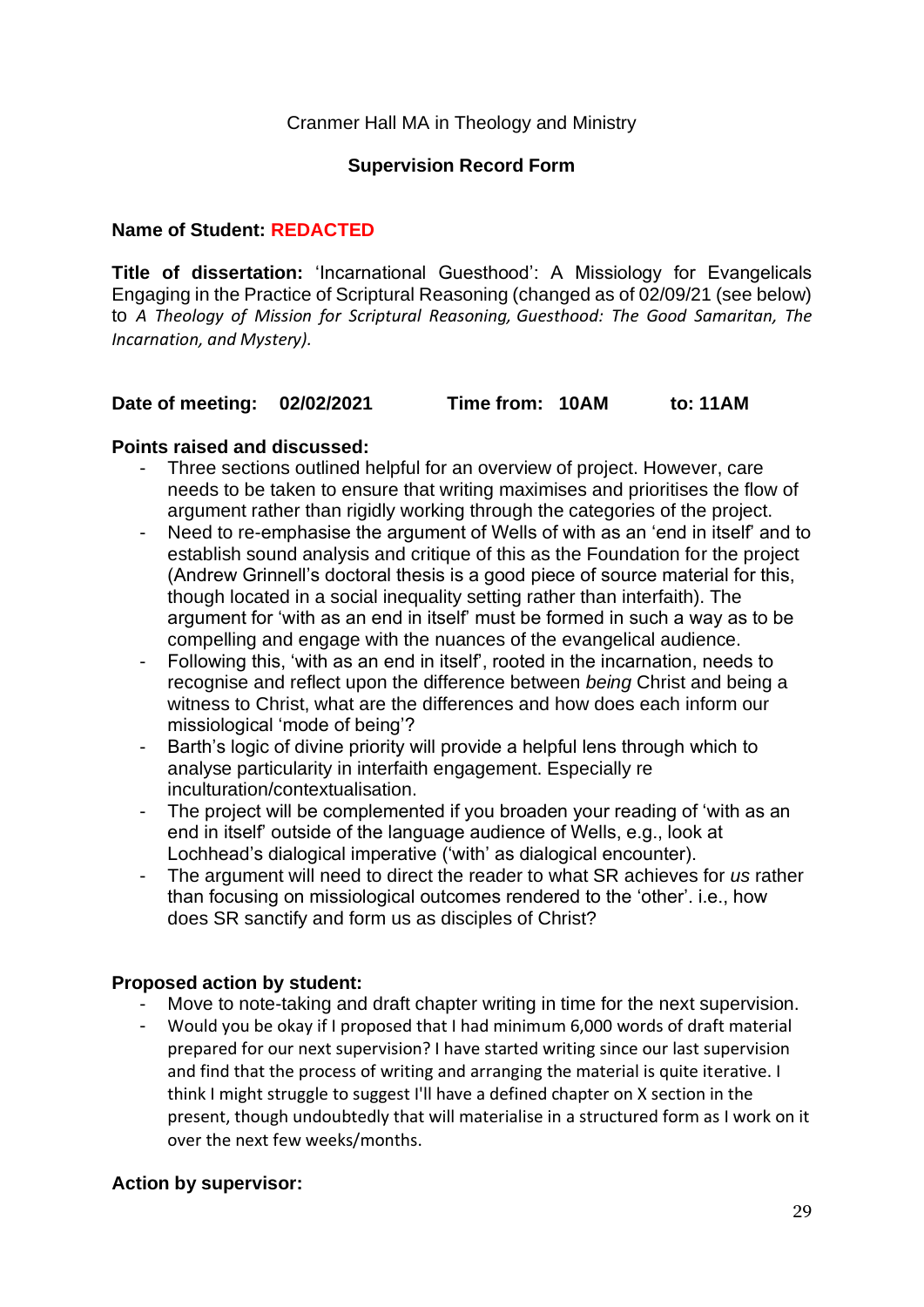Cranmer Hall MA in Theology and Ministry

**Supervision Record Form**

**Name of Student: REDACTED**

**Title of dissertation:** 'Incarnational Guesthood': A Missiology for Evangelicals Engaging in the Practice of Scriptural Reasoning (changed as of 02/09/21 (see below) to *A Theology of Mission for Scriptural Reasoning, Guesthood: The Good Samaritan, The Incarnation, and Mystery).*

**Date of meeting: 02/02/2021 Time from: 10AM to: 11AM**

**Points raised and discussed:**

- Three sections outlined helpful for an overview of project. However, care needs to be taken to ensure that writing maximises and prioritises the flow of argument rather than rigidly working through the categories of the project.
- Need to re-emphasise the argument of Wells of with as an 'end in itself' and to establish sound analysis and critique of this as the Foundation for the project (Andrew Grinnell's doctoral thesis is a good piece of source material for this, though located in a social inequality setting rather than interfaith). The argument for 'with as an end in itself' must be formed in such a way as to be compelling and engage with the nuances of the evangelical audience.
- Following this, 'with as an end in itself', rooted in the incarnation, needs to recognise and reflect upon the difference between *being* Christ and being a witness to Christ, what are the differences and how does each inform our missiological 'mode of being'?
- Barth's logic of divine priority will provide a helpful lens through which to analyse particularity in interfaith engagement. Especially re inculturation/contextualisation.
- The project will be complemented if you broaden your reading of 'with as an end in itself' outside of the language audience of Wells, e.g., look at Lochhead's dialogical imperative ('with' as dialogical encounter).
- The argument will need to direct the reader to what SR achieves for *us* rather than focusing on missiological outcomes rendered to the 'other'. i.e., how does SR sanctify and form us as disciples of Christ?

**Proposed action by student:**

- Move to note-taking and draft chapter writing in time for the next supervision.
- Would you be okay if I proposed that I had minimum 6,000 words of draft material prepared for our next supervision? I have started writing since our last supervision and find that the process of writing and arranging the material is quite iterative. I think I might struggle to suggest I'll have a defined chapter on X section in the present, though undoubtedly that will materialise in a structured form as I work on it over the next few weeks/months.

**Action by supervisor:**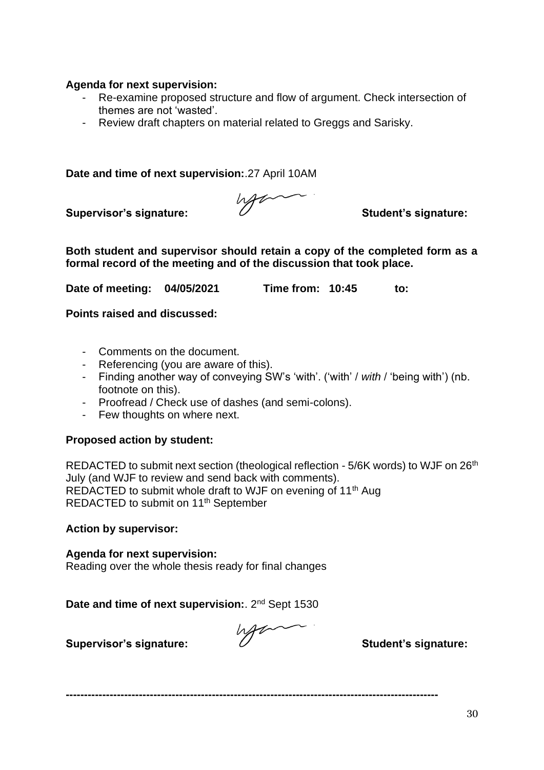**Agenda for next supervision:**

- Re-examine proposed structure and flow of argument. Check intersection of themes are not 'wasted'.
- Review draft chapters on material related to Greggs and Sarisky.

**Date and time of next supervision:**.27 April 10AM

**Supervisor's signature:** **Student's signature:**

**Both student and supervisor should retain a copy of the completed form as a formal record of the meeting and of the discussion that took place.**

**Date of meeting: 04/05/2021 Time from: 10:45 to:**

**Points raised and discussed:**

- Comments on the document.
- Referencing (you are aware of this).
- Finding another way of conveying SW's 'with'. ('with' / *with* / 'being with') (nb. footnote on this).
- Proofread / Check use of dashes (and semi-colons).
- Few thoughts on where next.

**Proposed action by student:**

REDACTED to submit next section (theological reflection - 5/6K words) to WJF on 26th July (and WJF to review and send back with comments).
REDACTED to submit whole draft to WJF on evening of 11th Aug
REDACTED to submit on 11th September

**Action by supervisor:**

**Agenda for next supervision:**
Reading over the whole thesis ready for final changes

**Date and time of next supervision:**. 2nd Sept 1530

**Supervisor's signature:** **Student's signature:**

----------------------------------------------------------------------------------------------------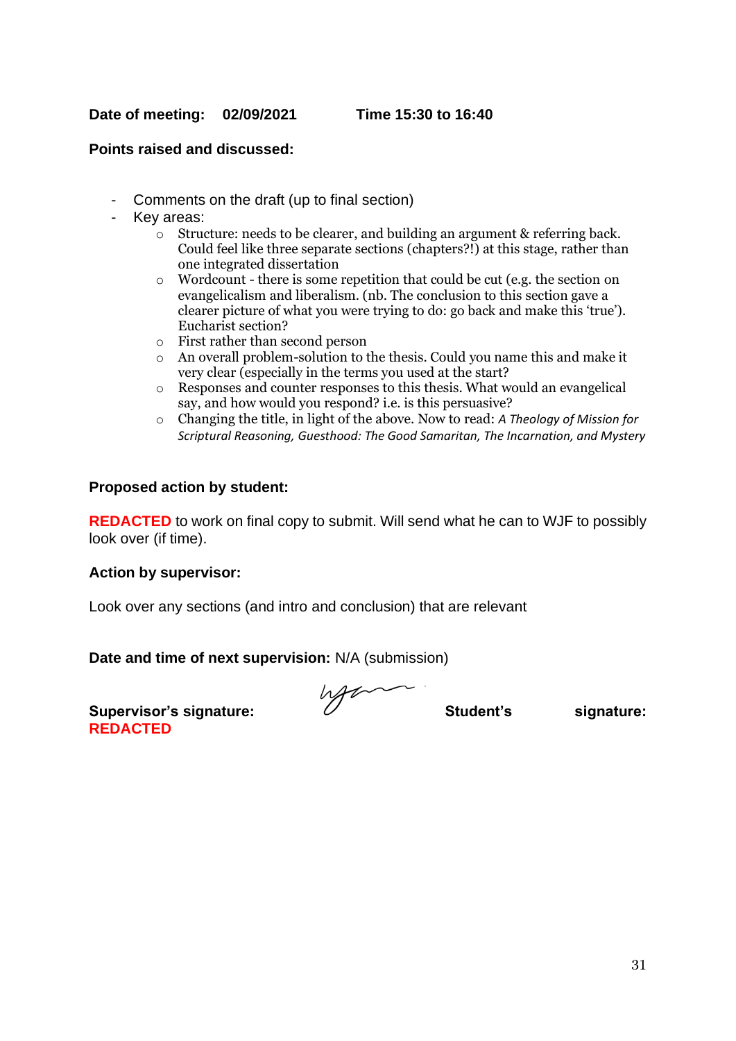**Date of meeting: 02/09/2021 Time 15:30 to 16:40**

**Points raised and discussed:**

- Comments on the draft (up to final section)
- Key areas:
  - Structure: needs to be clearer, and building an argument & referring back. Could feel like three separate sections (chapters?!) at this stage, rather than one integrated dissertation
  - Wordcount - there is some repetition that could be cut (e.g. the section on evangelicalism and liberalism. (nb. The conclusion to this section gave a clearer picture of what you were trying to do: go back and make this 'true'). Eucharist section?
  - First rather than second person
  - An overall problem-solution to the thesis. Could you name this and make it very clear (especially in the terms you used at the start?
  - Responses and counter responses to this thesis. What would an evangelical say, and how would you respond? i.e. is this persuasive?
  - Changing the title, in light of the above. Now to read: *A Theology of Mission for Scriptural Reasoning, Guesthood: The Good Samaritan, The Incarnation, and Mystery*

**Proposed action by student:**

REDACTED to work on final copy to submit. Will send what he can to WJF to possibly look over (if time).

**Action by supervisor:**

Look over any sections (and intro and conclusion) that are relevant

**Date and time of next supervision:** N/A (submission)

**Supervisor's signature:** **Student's signature:**
REDACTED